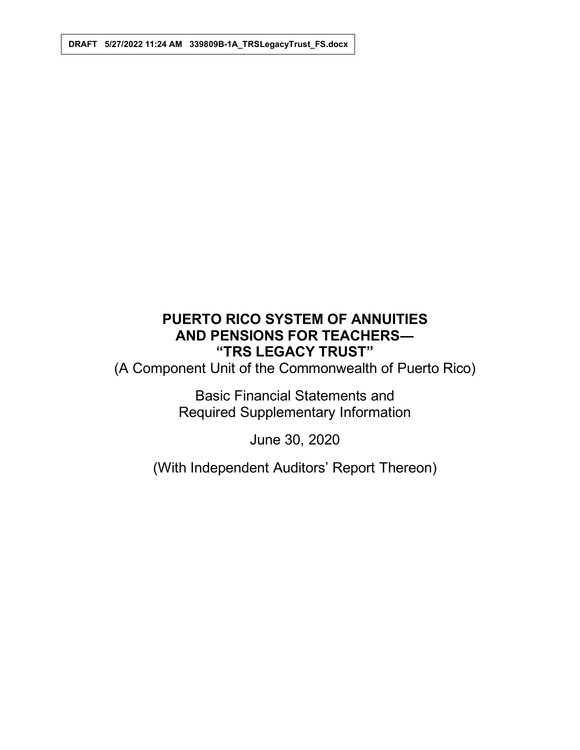DRAFT 5/27/2022 11:24 AM 339809B-1A_TRSLegacyTrust_FS.docx

# PUERTO RICO SYSTEM OF ANNUITIES AND PENSIONS FOR TEACHERS— "TRS LEGACY TRUST"

(A Component Unit of the Commonwealth of Puerto Rico)

Basic Financial Statements and Required Supplementary Information

June 30, 2020

(With Independent Auditors' Report Thereon)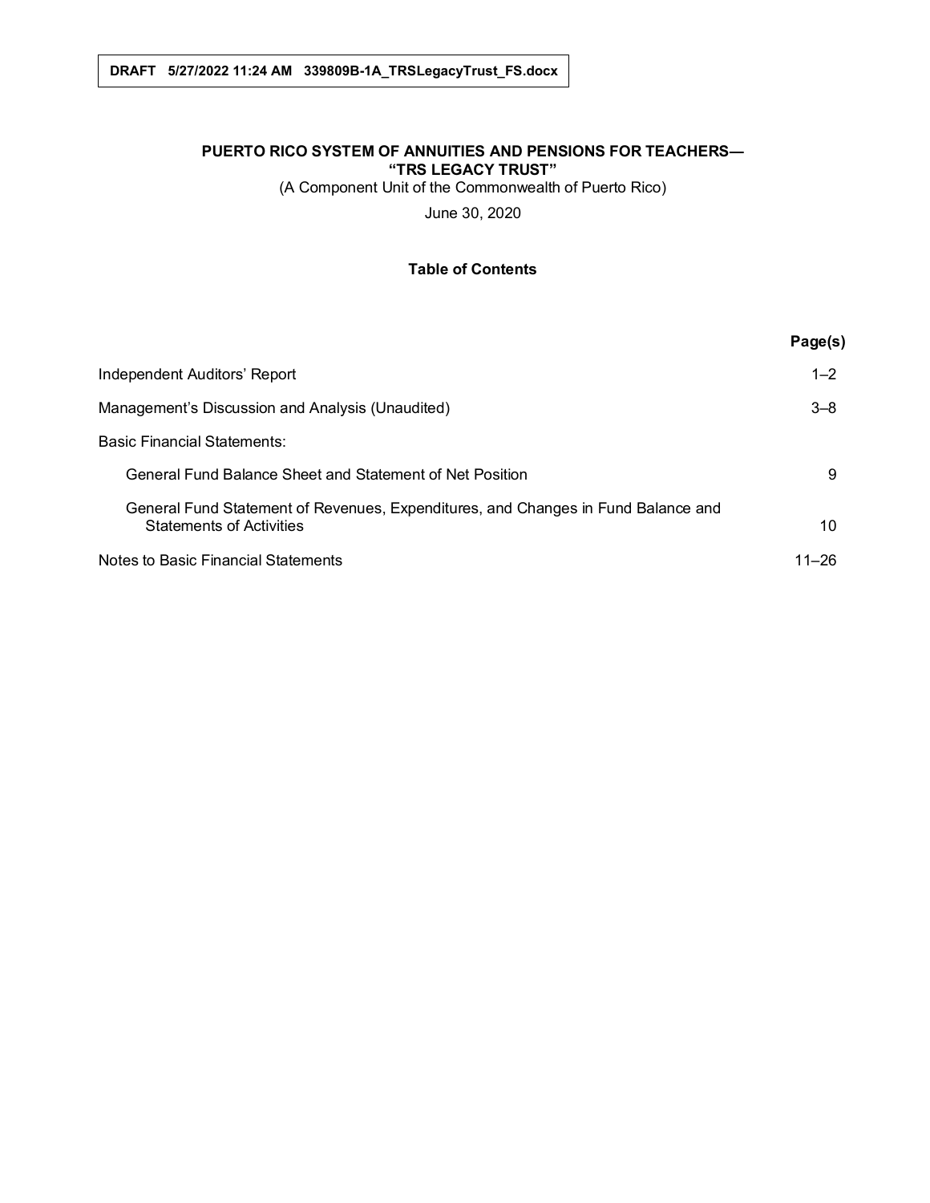DRAFT 5/27/2022 11:24 AM 339809B-1A_TRSLegacyTrust_FS.docx

**PUERTO RICO SYSTEM OF ANNUITIES AND PENSIONS FOR TEACHERS—**
**"TRS LEGACY TRUST"**

(A Component Unit of the Commonwealth of Puerto Rico)

June 30, 2020

**Table of Contents**

| | Page(s) |
|---|---|
| Independent Auditors' Report | 1–2 |
| Management's Discussion and Analysis (Unaudited) | 3–8 |
| Basic Financial Statements: | |
| General Fund Balance Sheet and Statement of Net Position | 9 |
| General Fund Statement of Revenues, Expenditures, and Changes in Fund Balance and Statements of Activities | 10 |
| Notes to Basic Financial Statements | 11–26 |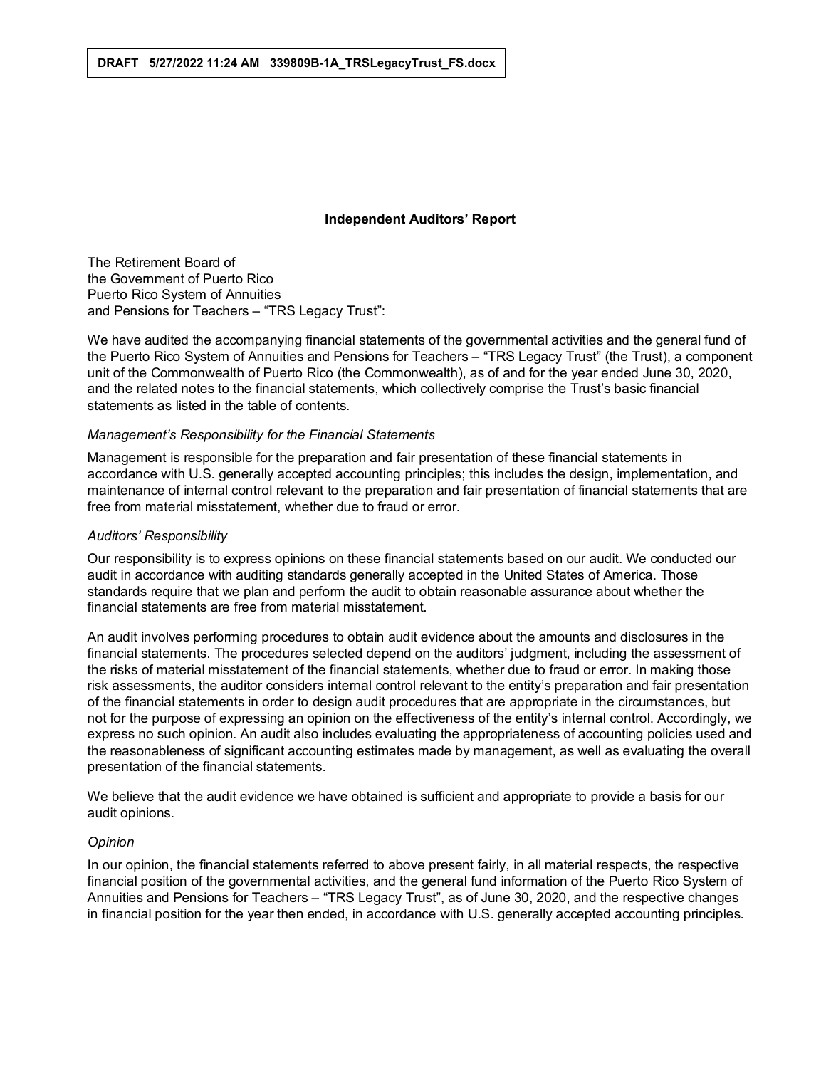DRAFT 5/27/2022 11:24 AM 339809B-1A_TRSLegacyTrust_FS.docx

## Independent Auditors' Report

The Retirement Board of
the Government of Puerto Rico
Puerto Rico System of Annuities
and Pensions for Teachers – "TRS Legacy Trust":

We have audited the accompanying financial statements of the governmental activities and the general fund of the Puerto Rico System of Annuities and Pensions for Teachers – "TRS Legacy Trust" (the Trust), a component unit of the Commonwealth of Puerto Rico (the Commonwealth), as of and for the year ended June 30, 2020, and the related notes to the financial statements, which collectively comprise the Trust's basic financial statements as listed in the table of contents.

*Management's Responsibility for the Financial Statements*

Management is responsible for the preparation and fair presentation of these financial statements in accordance with U.S. generally accepted accounting principles; this includes the design, implementation, and maintenance of internal control relevant to the preparation and fair presentation of financial statements that are free from material misstatement, whether due to fraud or error.

*Auditors' Responsibility*

Our responsibility is to express opinions on these financial statements based on our audit. We conducted our audit in accordance with auditing standards generally accepted in the United States of America. Those standards require that we plan and perform the audit to obtain reasonable assurance about whether the financial statements are free from material misstatement.

An audit involves performing procedures to obtain audit evidence about the amounts and disclosures in the financial statements. The procedures selected depend on the auditors' judgment, including the assessment of the risks of material misstatement of the financial statements, whether due to fraud or error. In making those risk assessments, the auditor considers internal control relevant to the entity's preparation and fair presentation of the financial statements in order to design audit procedures that are appropriate in the circumstances, but not for the purpose of expressing an opinion on the effectiveness of the entity's internal control. Accordingly, we express no such opinion. An audit also includes evaluating the appropriateness of accounting policies used and the reasonableness of significant accounting estimates made by management, as well as evaluating the overall presentation of the financial statements.

We believe that the audit evidence we have obtained is sufficient and appropriate to provide a basis for our audit opinions.

*Opinion*

In our opinion, the financial statements referred to above present fairly, in all material respects, the respective financial position of the governmental activities, and the general fund information of the Puerto Rico System of Annuities and Pensions for Teachers – "TRS Legacy Trust", as of June 30, 2020, and the respective changes in financial position for the year then ended, in accordance with U.S. generally accepted accounting principles.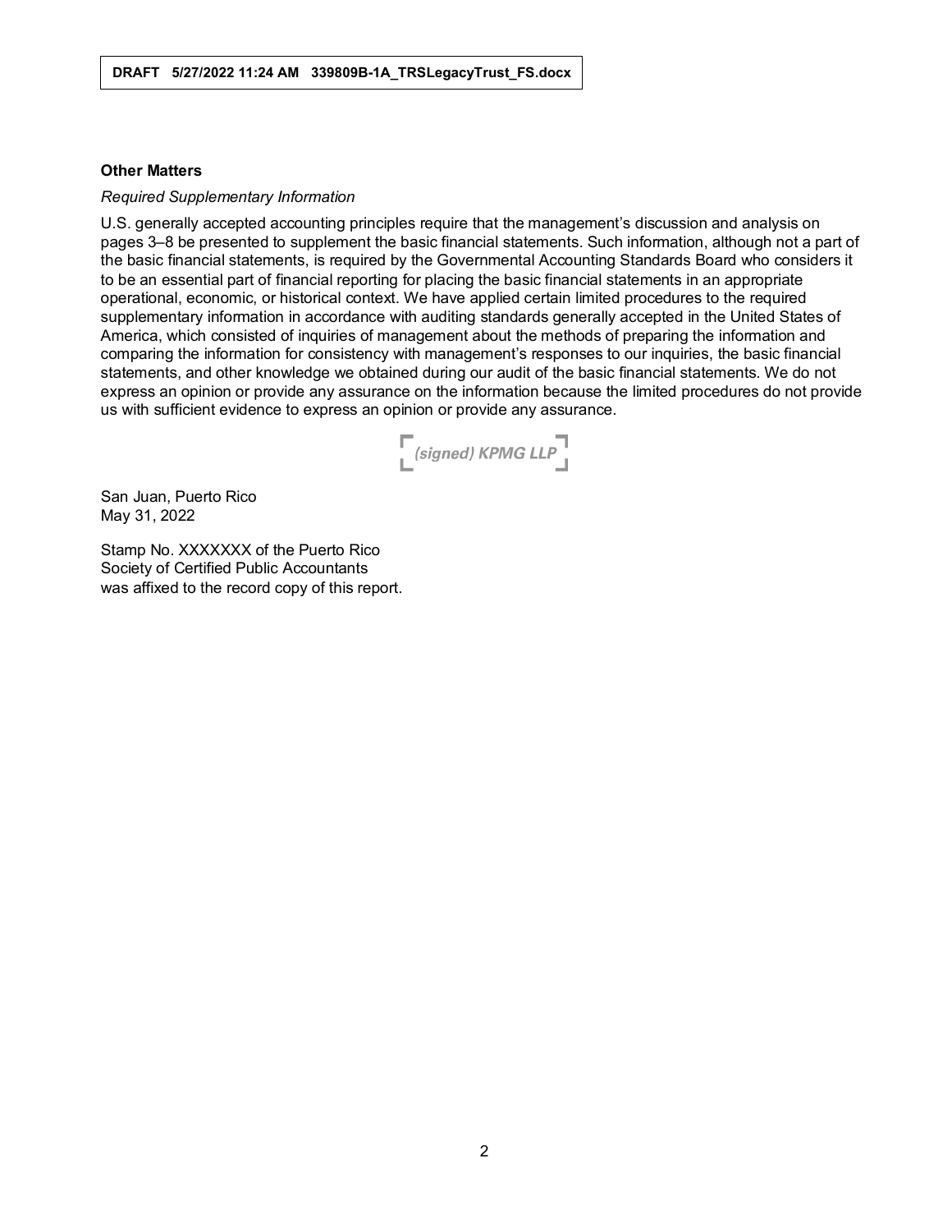DRAFT 5/27/2022 11:24 AM 339809B-1A_TRSLegacyTrust_FS.docx

**Other Matters**

*Required Supplementary Information*

U.S. generally accepted accounting principles require that the management's discussion and analysis on pages 3–8 be presented to supplement the basic financial statements. Such information, although not a part of the basic financial statements, is required by the Governmental Accounting Standards Board who considers it to be an essential part of financial reporting for placing the basic financial statements in an appropriate operational, economic, or historical context. We have applied certain limited procedures to the required supplementary information in accordance with auditing standards generally accepted in the United States of America, which consisted of inquiries of management about the methods of preparing the information and comparing the information for consistency with management's responses to our inquiries, the basic financial statements, and other knowledge we obtained during our audit of the basic financial statements. We do not express an opinion or provide any assurance on the information because the limited procedures do not provide us with sufficient evidence to express an opinion or provide any assurance.

*(signed) KPMG LLP*

San Juan, Puerto Rico
May 31, 2022

Stamp No. XXXXXXX of the Puerto Rico
Society of Certified Public Accountants
was affixed to the record copy of this report.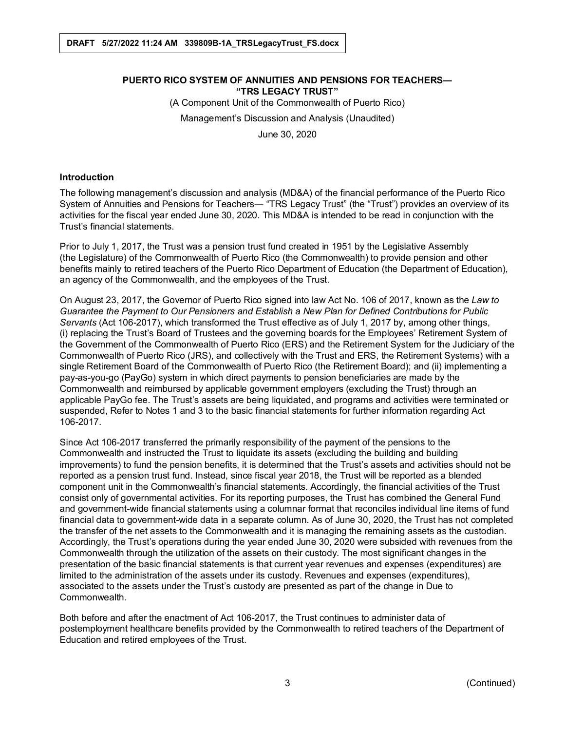DRAFT 5/27/2022 11:24 AM 339809B-1A_TRSLegacyTrust_FS.docx

**PUERTO RICO SYSTEM OF ANNUITIES AND PENSIONS FOR TEACHERS— "TRS LEGACY TRUST"**

(A Component Unit of the Commonwealth of Puerto Rico)

Management's Discussion and Analysis (Unaudited)

June 30, 2020

### Introduction

The following management's discussion and analysis (MD&A) of the financial performance of the Puerto Rico System of Annuities and Pensions for Teachers— "TRS Legacy Trust" (the "Trust") provides an overview of its activities for the fiscal year ended June 30, 2020. This MD&A is intended to be read in conjunction with the Trust's financial statements.

Prior to July 1, 2017, the Trust was a pension trust fund created in 1951 by the Legislative Assembly (the Legislature) of the Commonwealth of Puerto Rico (the Commonwealth) to provide pension and other benefits mainly to retired teachers of the Puerto Rico Department of Education (the Department of Education), an agency of the Commonwealth, and the employees of the Trust.

On August 23, 2017, the Governor of Puerto Rico signed into law Act No. 106 of 2017, known as the *Law to Guarantee the Payment to Our Pensioners and Establish a New Plan for Defined Contributions for Public Servants* (Act 106-2017), which transformed the Trust effective as of July 1, 2017 by, among other things, (i) replacing the Trust's Board of Trustees and the governing boards for the Employees' Retirement System of the Government of the Commonwealth of Puerto Rico (ERS) and the Retirement System for the Judiciary of the Commonwealth of Puerto Rico (JRS), and collectively with the Trust and ERS, the Retirement Systems) with a single Retirement Board of the Commonwealth of Puerto Rico (the Retirement Board); and (ii) implementing a pay-as-you-go (PayGo) system in which direct payments to pension beneficiaries are made by the Commonwealth and reimbursed by applicable government employers (excluding the Trust) through an applicable PayGo fee. The Trust's assets are being liquidated, and programs and activities were terminated or suspended, Refer to Notes 1 and 3 to the basic financial statements for further information regarding Act 106-2017.

Since Act 106-2017 transferred the primarily responsibility of the payment of the pensions to the Commonwealth and instructed the Trust to liquidate its assets (excluding the building and building improvements) to fund the pension benefits, it is determined that the Trust's assets and activities should not be reported as a pension trust fund. Instead, since fiscal year 2018, the Trust will be reported as a blended component unit in the Commonwealth's financial statements. Accordingly, the financial activities of the Trust consist only of governmental activities. For its reporting purposes, the Trust has combined the General Fund and government-wide financial statements using a columnar format that reconciles individual line items of fund financial data to government-wide data in a separate column. As of June 30, 2020, the Trust has not completed the transfer of the net assets to the Commonwealth and it is managing the remaining assets as the custodian. Accordingly, the Trust's operations during the year ended June 30, 2020 were subsided with revenues from the Commonwealth through the utilization of the assets on their custody. The most significant changes in the presentation of the basic financial statements is that current year revenues and expenses (expenditures) are limited to the administration of the assets under its custody. Revenues and expenses (expenditures), associated to the assets under the Trust's custody are presented as part of the change in Due to Commonwealth.

Both before and after the enactment of Act 106-2017, the Trust continues to administer data of postemployment healthcare benefits provided by the Commonwealth to retired teachers of the Department of Education and retired employees of the Trust.

(Continued)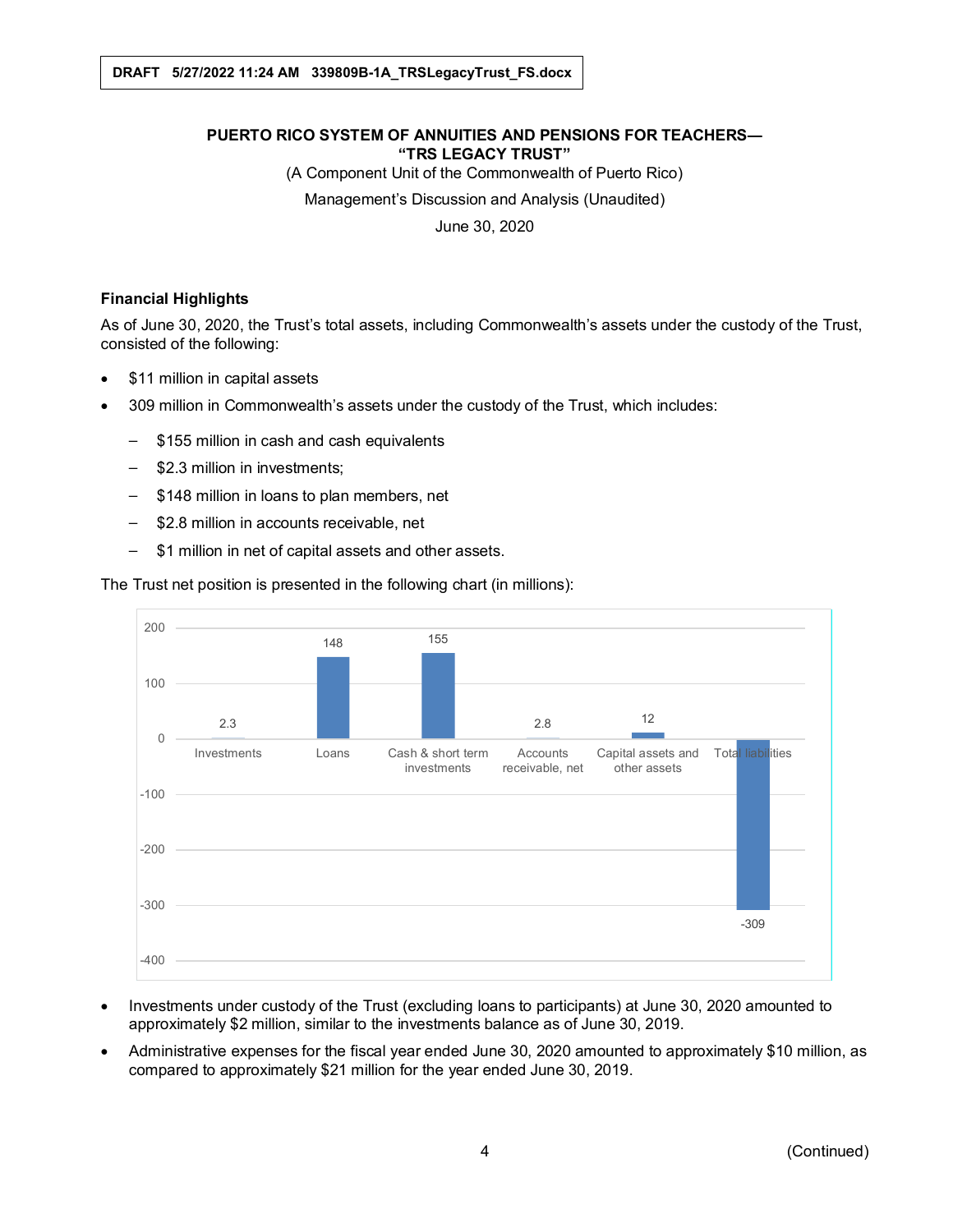**PUERTO RICO SYSTEM OF ANNUITIES AND PENSIONS FOR TEACHERS—**
**"TRS LEGACY TRUST"**

(A Component Unit of the Commonwealth of Puerto Rico)

Management's Discussion and Analysis (Unaudited)

June 30, 2020

## Financial Highlights

As of June 30, 2020, the Trust's total assets, including Commonwealth's assets under the custody of the Trust, consisted of the following:

- $11 million in capital assets
- 309 million in Commonwealth's assets under the custody of the Trust, which includes:
  - $155 million in cash and cash equivalents
  - $2.3 million in investments;
  - $148 million in loans to plan members, net
  - $2.8 million in accounts receivable, net
  - $1 million in net of capital assets and other assets.

The Trust net position is presented in the following chart (in millions):

| Investments | Loans | Cash & short term investments | Accounts receivable, net | Capital assets and other assets | Total liabilities |
|---|---|---|---|---|---|
| 2.3 | 148 | 155 | 2.8 | 12 | -309 |

- Investments under custody of the Trust (excluding loans to participants) at June 30, 2020 amounted to approximately $2 million, similar to the investments balance as of June 30, 2019.
- Administrative expenses for the fiscal year ended June 30, 2020 amounted to approximately $10 million, as compared to approximately $21 million for the year ended June 30, 2019.

(Continued)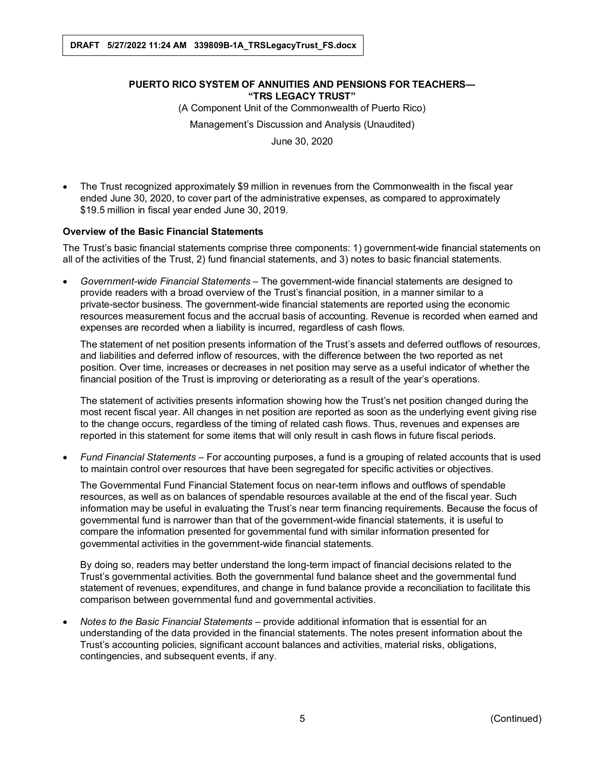- The Trust recognized approximately $9 million in revenues from the Commonwealth in the fiscal year ended June 30, 2020, to cover part of the administrative expenses, as compared to approximately $19.5 million in fiscal year ended June 30, 2019.

**Overview of the Basic Financial Statements**

The Trust's basic financial statements comprise three components: 1) government-wide financial statements on all of the activities of the Trust, 2) fund financial statements, and 3) notes to basic financial statements.

- *Government-wide Financial Statements* – The government-wide financial statements are designed to provide readers with a broad overview of the Trust's financial position, in a manner similar to a private-sector business. The government-wide financial statements are reported using the economic resources measurement focus and the accrual basis of accounting. Revenue is recorded when earned and expenses are recorded when a liability is incurred, regardless of cash flows.

  The statement of net position presents information of the Trust's assets and deferred outflows of resources, and liabilities and deferred inflow of resources, with the difference between the two reported as net position. Over time, increases or decreases in net position may serve as a useful indicator of whether the financial position of the Trust is improving or deteriorating as a result of the year's operations.

  The statement of activities presents information showing how the Trust's net position changed during the most recent fiscal year. All changes in net position are reported as soon as the underlying event giving rise to the change occurs, regardless of the timing of related cash flows. Thus, revenues and expenses are reported in this statement for some items that will only result in cash flows in future fiscal periods.

- *Fund Financial Statements* – For accounting purposes, a fund is a grouping of related accounts that is used to maintain control over resources that have been segregated for specific activities or objectives.

  The Governmental Fund Financial Statement focus on near-term inflows and outflows of spendable resources, as well as on balances of spendable resources available at the end of the fiscal year. Such information may be useful in evaluating the Trust's near term financing requirements. Because the focus of governmental fund is narrower than that of the government-wide financial statements, it is useful to compare the information presented for governmental fund with similar information presented for governmental activities in the government-wide financial statements.

  By doing so, readers may better understand the long-term impact of financial decisions related to the Trust's governmental activities. Both the governmental fund balance sheet and the governmental fund statement of revenues, expenditures, and change in fund balance provide a reconciliation to facilitate this comparison between governmental fund and governmental activities.

- *Notes to the Basic Financial Statements* – provide additional information that is essential for an understanding of the data provided in the financial statements. The notes present information about the Trust's accounting policies, significant account balances and activities, material risks, obligations, contingencies, and subsequent events, if any.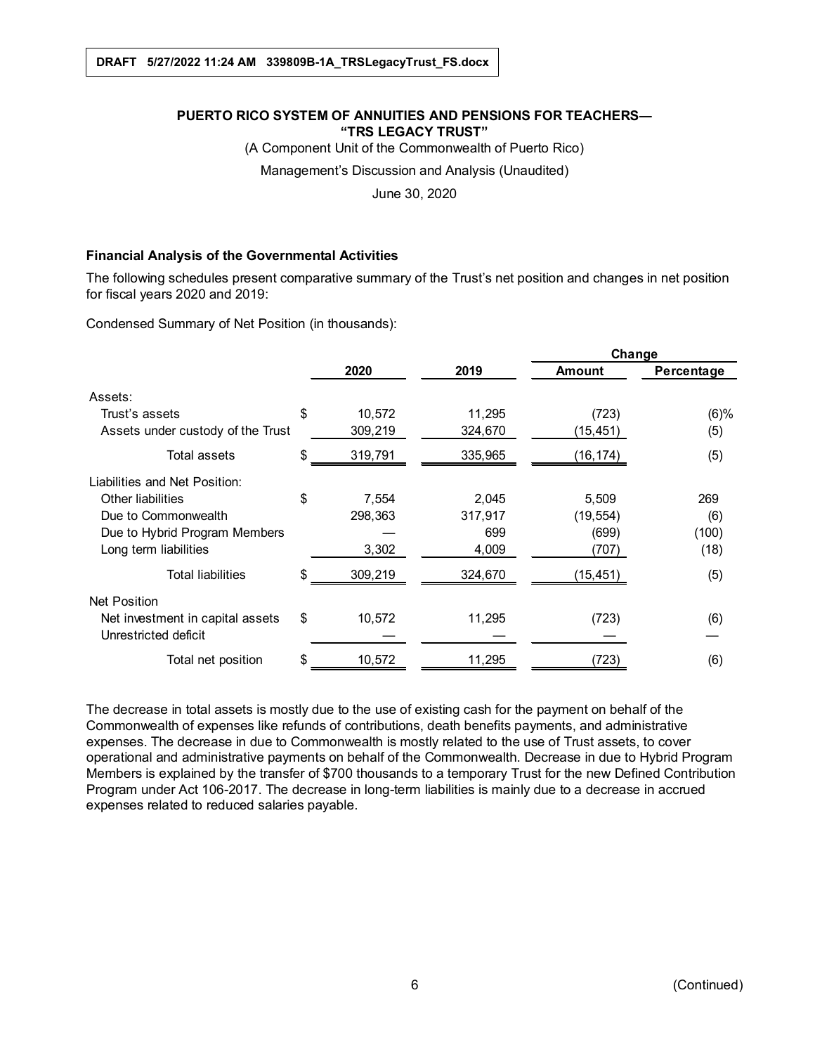DRAFT 5/27/2022 11:24 AM 339809B-1A_TRSLegacyTrust_FS.docx

**PUERTO RICO SYSTEM OF ANNUITIES AND PENSIONS FOR TEACHERS— "TRS LEGACY TRUST"**

(A Component Unit of the Commonwealth of Puerto Rico)

Management's Discussion and Analysis (Unaudited)

June 30, 2020

### Financial Analysis of the Governmental Activities

The following schedules present comparative summary of the Trust's net position and changes in net position for fiscal years 2020 and 2019:

Condensed Summary of Net Position (in thousands):

| | 2020 | 2019 | Change Amount | Change Percentage |
|---|---|---|---|---|
| Assets: | | | | |
| Trust's assets | $ 10,572 | 11,295 | (723) | (6)% |
| Assets under custody of the Trust | 309,219 | 324,670 | (15,451) | (5) |
| Total assets | $ 319,791 | 335,965 | (16,174) | (5) |
| Liabilities and Net Position: | | | | |
| Other liabilities | $ 7,554 | 2,045 | 5,509 | 269 |
| Due to Commonwealth | 298,363 | 317,917 | (19,554) | (6) |
| Due to Hybrid Program Members | — | 699 | (699) | (100) |
| Long term liabilities | 3,302 | 4,009 | (707) | (18) |
| Total liabilities | $ 309,219 | 324,670 | (15,451) | (5) |
| Net Position | | | | |
| Net investment in capital assets | $ 10,572 | 11,295 | (723) | (6) |
| Unrestricted deficit | — | — | — | — |
| Total net position | $ 10,572 | 11,295 | (723) | (6) |

The decrease in total assets is mostly due to the use of existing cash for the payment on behalf of the Commonwealth of expenses like refunds of contributions, death benefits payments, and administrative expenses. The decrease in due to Commonwealth is mostly related to the use of Trust assets, to cover operational and administrative payments on behalf of the Commonwealth. Decrease in due to Hybrid Program Members is explained by the transfer of $700 thousands to a temporary Trust for the new Defined Contribution Program under Act 106-2017. The decrease in long-term liabilities is mainly due to a decrease in accrued expenses related to reduced salaries payable.

(Continued)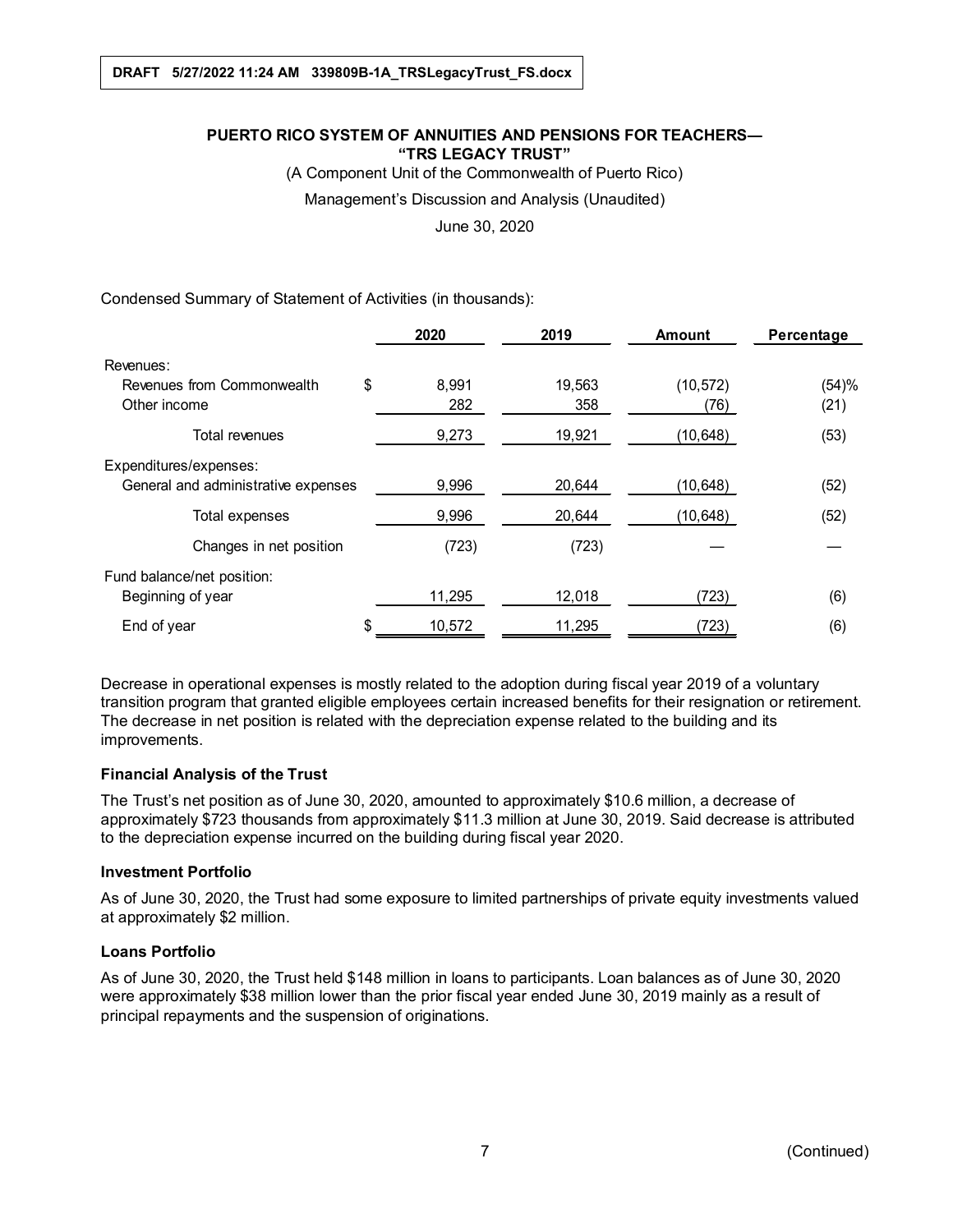DRAFT 5/27/2022 11:24 AM 339809B-1A_TRSLegacyTrust_FS.docx

**PUERTO RICO SYSTEM OF ANNUITIES AND PENSIONS FOR TEACHERS—**
**"TRS LEGACY TRUST"**

(A Component Unit of the Commonwealth of Puerto Rico)

Management's Discussion and Analysis (Unaudited)

June 30, 2020

Condensed Summary of Statement of Activities (in thousands):

| | 2020 | 2019 | Amount | Percentage |
|---|---|---|---|---|
| Revenues: | | | | |
| Revenues from Commonwealth | $ 8,991 | 19,563 | (10,572) | (54)% |
| Other income | 282 | 358 | (76) | (21) |
| Total revenues | 9,273 | 19,921 | (10,648) | (53) |
| Expenditures/expenses: | | | | |
| General and administrative expenses | 9,996 | 20,644 | (10,648) | (52) |
| Total expenses | 9,996 | 20,644 | (10,648) | (52) |
| Changes in net position | (723) | (723) | — | — |
| Fund balance/net position: | | | | |
| Beginning of year | 11,295 | 12,018 | (723) | (6) |
| End of year | $ 10,572 | 11,295 | (723) | (6) |

Decrease in operational expenses is mostly related to the adoption during fiscal year 2019 of a voluntary transition program that granted eligible employees certain increased benefits for their resignation or retirement. The decrease in net position is related with the depreciation expense related to the building and its improvements.

### Financial Analysis of the Trust

The Trust's net position as of June 30, 2020, amounted to approximately \$10.6 million, a decrease of approximately \$723 thousands from approximately \$11.3 million at June 30, 2019. Said decrease is attributed to the depreciation expense incurred on the building during fiscal year 2020.

### Investment Portfolio

As of June 30, 2020, the Trust had some exposure to limited partnerships of private equity investments valued at approximately \$2 million.

### Loans Portfolio

As of June 30, 2020, the Trust held \$148 million in loans to participants. Loan balances as of June 30, 2020 were approximately \$38 million lower than the prior fiscal year ended June 30, 2019 mainly as a result of principal repayments and the suspension of originations.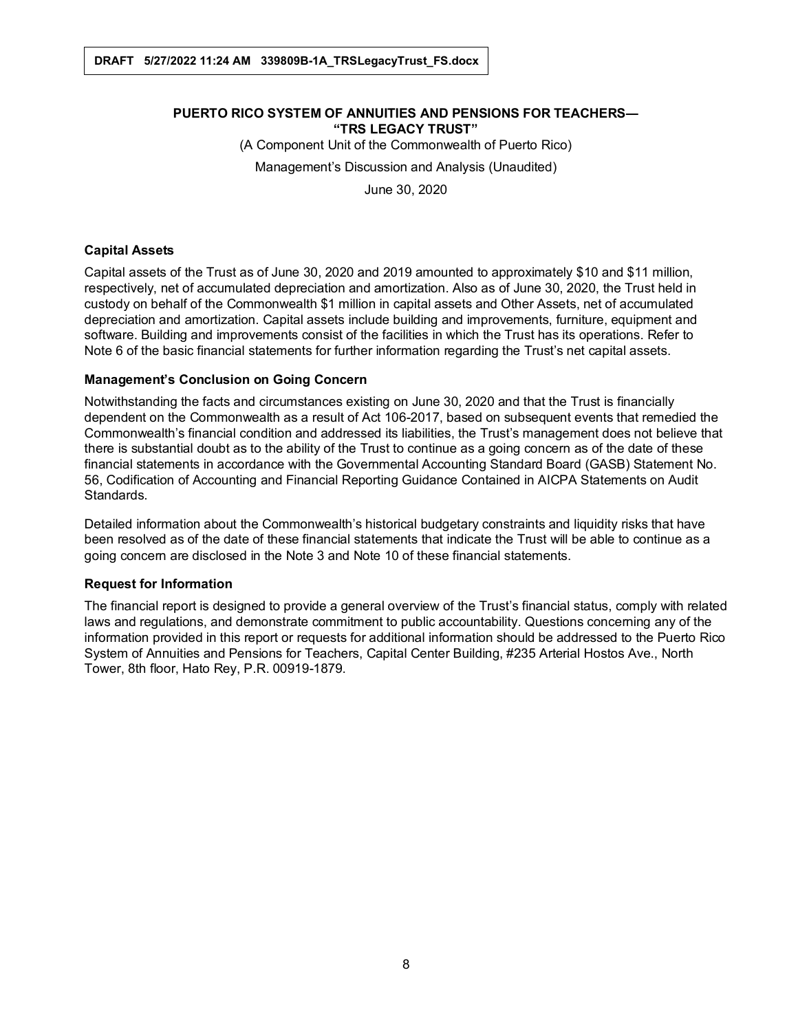## Capital Assets

Capital assets of the Trust as of June 30, 2020 and 2019 amounted to approximately $10 and $11 million, respectively, net of accumulated depreciation and amortization. Also as of June 30, 2020, the Trust held in custody on behalf of the Commonwealth $1 million in capital assets and Other Assets, net of accumulated depreciation and amortization. Capital assets include building and improvements, furniture, equipment and software. Building and improvements consist of the facilities in which the Trust has its operations. Refer to Note 6 of the basic financial statements for further information regarding the Trust's net capital assets.

## Management's Conclusion on Going Concern

Notwithstanding the facts and circumstances existing on June 30, 2020 and that the Trust is financially dependent on the Commonwealth as a result of Act 106-2017, based on subsequent events that remedied the Commonwealth's financial condition and addressed its liabilities, the Trust's management does not believe that there is substantial doubt as to the ability of the Trust to continue as a going concern as of the date of these financial statements in accordance with the Governmental Accounting Standard Board (GASB) Statement No. 56, Codification of Accounting and Financial Reporting Guidance Contained in AICPA Statements on Audit Standards.

Detailed information about the Commonwealth's historical budgetary constraints and liquidity risks that have been resolved as of the date of these financial statements that indicate the Trust will be able to continue as a going concern are disclosed in the Note 3 and Note 10 of these financial statements.

## Request for Information

The financial report is designed to provide a general overview of the Trust's financial status, comply with related laws and regulations, and demonstrate commitment to public accountability. Questions concerning any of the information provided in this report or requests for additional information should be addressed to the Puerto Rico System of Annuities and Pensions for Teachers, Capital Center Building, #235 Arterial Hostos Ave., North Tower, 8th floor, Hato Rey, P.R. 00919-1879.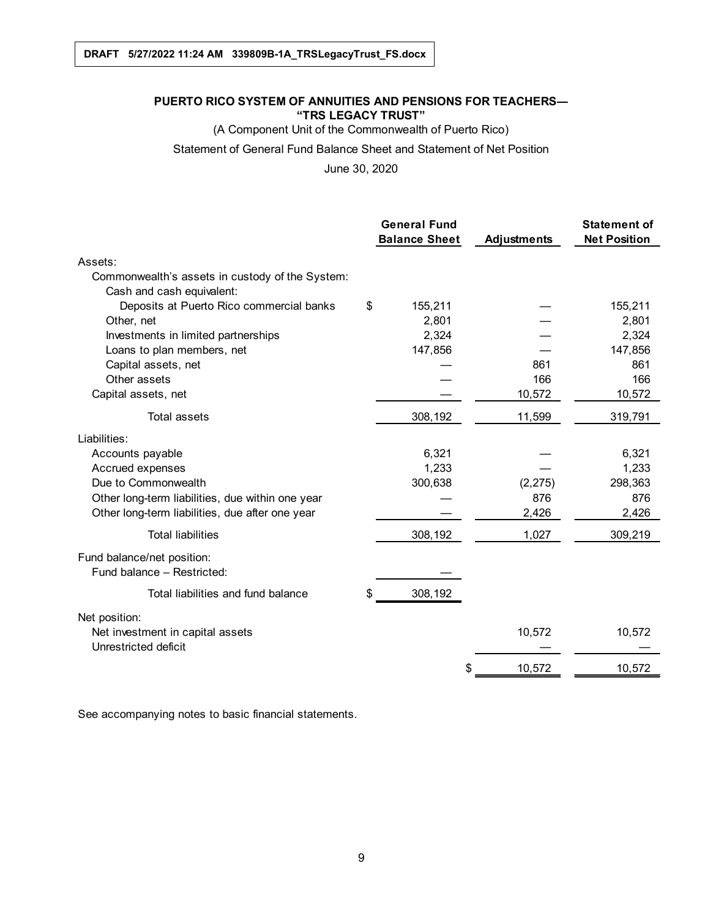DRAFT 5/27/2022 11:24 AM 339809B-1A_TRSLegacyTrust_FS.docx

# PUERTO RICO SYSTEM OF ANNUITIES AND PENSIONS FOR TEACHERS— "TRS LEGACY TRUST"

(A Component Unit of the Commonwealth of Puerto Rico)

Statement of General Fund Balance Sheet and Statement of Net Position

June 30, 2020

| | General Fund Balance Sheet | Adjustments | Statement of Net Position |
|---|---|---|---|
| Assets: | | | |
| Commonwealth's assets in custody of the System: | | | |
| Cash and cash equivalent: | | | |
| Deposits at Puerto Rico commercial banks | $ 155,211 | — | 155,211 |
| Other, net | 2,801 | — | 2,801 |
| Investments in limited partnerships | 2,324 | — | 2,324 |
| Loans to plan members, net | 147,856 | — | 147,856 |
| Capital assets, net | — | 861 | 861 |
| Other assets | — | 166 | 166 |
| Capital assets, net | — | 10,572 | 10,572 |
| Total assets | 308,192 | 11,599 | 319,791 |
| Liabilities: | | | |
| Accounts payable | 6,321 | — | 6,321 |
| Accrued expenses | 1,233 | — | 1,233 |
| Due to Commonwealth | 300,638 | (2,275) | 298,363 |
| Other long-term liabilities, due within one year | — | 876 | 876 |
| Other long-term liabilities, due after one year | — | 2,426 | 2,426 |
| Total liabilities | 308,192 | 1,027 | 309,219 |
| Fund balance/net position: | | | |
| Fund balance – Restricted: | — | | |
| Total liabilities and fund balance | $ 308,192 | | |
| Net position: | | | |
| Net investment in capital assets | | 10,572 | 10,572 |
| Unrestricted deficit | | — | — |
| | | $ 10,572 | 10,572 |

See accompanying notes to basic financial statements.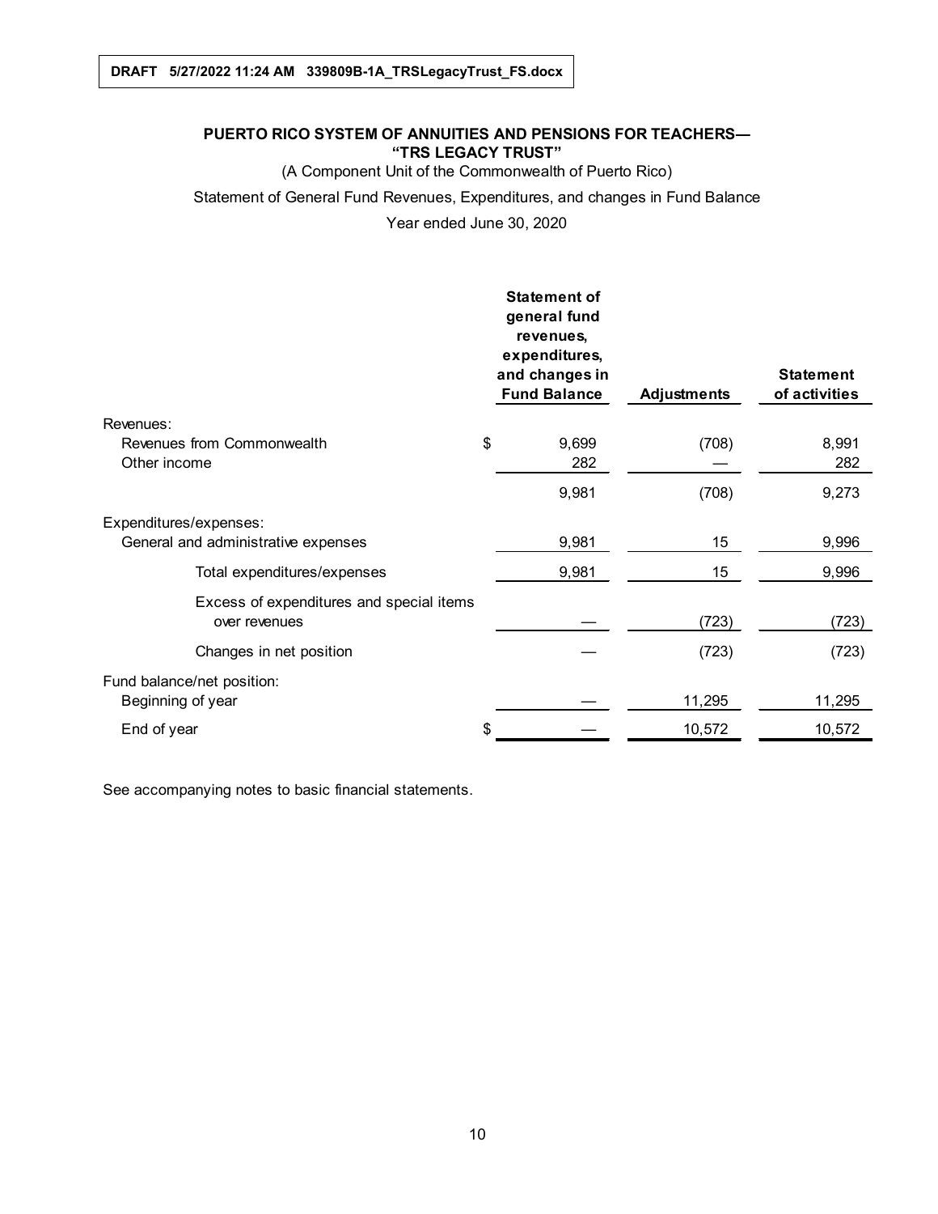DRAFT 5/27/2022 11:24 AM 339809B-1A_TRSLegacyTrust_FS.docx

**PUERTO RICO SYSTEM OF ANNUITIES AND PENSIONS FOR TEACHERS— "TRS LEGACY TRUST"**

(A Component Unit of the Commonwealth of Puerto Rico)

Statement of General Fund Revenues, Expenditures, and changes in Fund Balance

Year ended June 30, 2020

| | Statement of general fund revenues, expenditures, and changes in Fund Balance | Adjustments | Statement of activities |
|---|---|---|---|
| Revenues: | | | |
| Revenues from Commonwealth | $ 9,699 | (708) | 8,991 |
| Other income | 282 | — | 282 |
| | 9,981 | (708) | 9,273 |
| Expenditures/expenses: | | | |
| General and administrative expenses | 9,981 | 15 | 9,996 |
| Total expenditures/expenses | 9,981 | 15 | 9,996 |
| Excess of expenditures and special items over revenues | — | (723) | (723) |
| Changes in net position | — | (723) | (723) |
| Fund balance/net position: | | | |
| Beginning of year | — | 11,295 | 11,295 |
| End of year | $ — | 10,572 | 10,572 |

See accompanying notes to basic financial statements.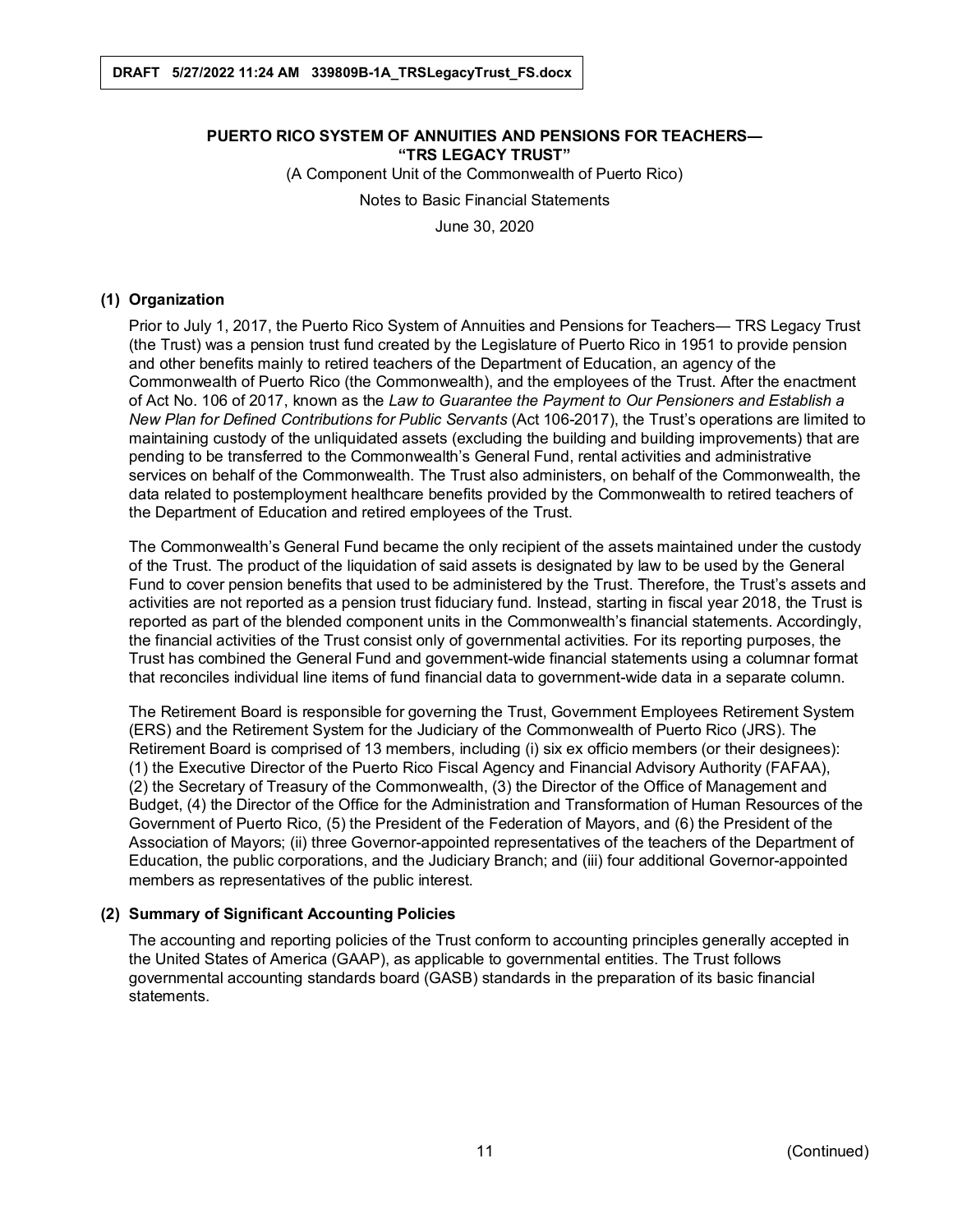**PUERTO RICO SYSTEM OF ANNUITIES AND PENSIONS FOR TEACHERS— "TRS LEGACY TRUST"**

(A Component Unit of the Commonwealth of Puerto Rico)

Notes to Basic Financial Statements

June 30, 2020

## (1) Organization

Prior to July 1, 2017, the Puerto Rico System of Annuities and Pensions for Teachers— TRS Legacy Trust (the Trust) was a pension trust fund created by the Legislature of Puerto Rico in 1951 to provide pension and other benefits mainly to retired teachers of the Department of Education, an agency of the Commonwealth of Puerto Rico (the Commonwealth), and the employees of the Trust. After the enactment of Act No. 106 of 2017, known as the *Law to Guarantee the Payment to Our Pensioners and Establish a New Plan for Defined Contributions for Public Servants* (Act 106-2017), the Trust's operations are limited to maintaining custody of the unliquidated assets (excluding the building and building improvements) that are pending to be transferred to the Commonwealth's General Fund, rental activities and administrative services on behalf of the Commonwealth. The Trust also administers, on behalf of the Commonwealth, the data related to postemployment healthcare benefits provided by the Commonwealth to retired teachers of the Department of Education and retired employees of the Trust.

The Commonwealth's General Fund became the only recipient of the assets maintained under the custody of the Trust. The product of the liquidation of said assets is designated by law to be used by the General Fund to cover pension benefits that used to be administered by the Trust. Therefore, the Trust's assets and activities are not reported as a pension trust fiduciary fund. Instead, starting in fiscal year 2018, the Trust is reported as part of the blended component units in the Commonwealth's financial statements. Accordingly, the financial activities of the Trust consist only of governmental activities. For its reporting purposes, the Trust has combined the General Fund and government-wide financial statements using a columnar format that reconciles individual line items of fund financial data to government-wide data in a separate column.

The Retirement Board is responsible for governing the Trust, Government Employees Retirement System (ERS) and the Retirement System for the Judiciary of the Commonwealth of Puerto Rico (JRS). The Retirement Board is comprised of 13 members, including (i) six ex officio members (or their designees): (1) the Executive Director of the Puerto Rico Fiscal Agency and Financial Advisory Authority (FAFAA), (2) the Secretary of Treasury of the Commonwealth, (3) the Director of the Office of Management and Budget, (4) the Director of the Office for the Administration and Transformation of Human Resources of the Government of Puerto Rico, (5) the President of the Federation of Mayors, and (6) the President of the Association of Mayors; (ii) three Governor-appointed representatives of the teachers of the Department of Education, the public corporations, and the Judiciary Branch; and (iii) four additional Governor-appointed members as representatives of the public interest.

## (2) Summary of Significant Accounting Policies

The accounting and reporting policies of the Trust conform to accounting principles generally accepted in the United States of America (GAAP), as applicable to governmental entities. The Trust follows governmental accounting standards board (GASB) standards in the preparation of its basic financial statements.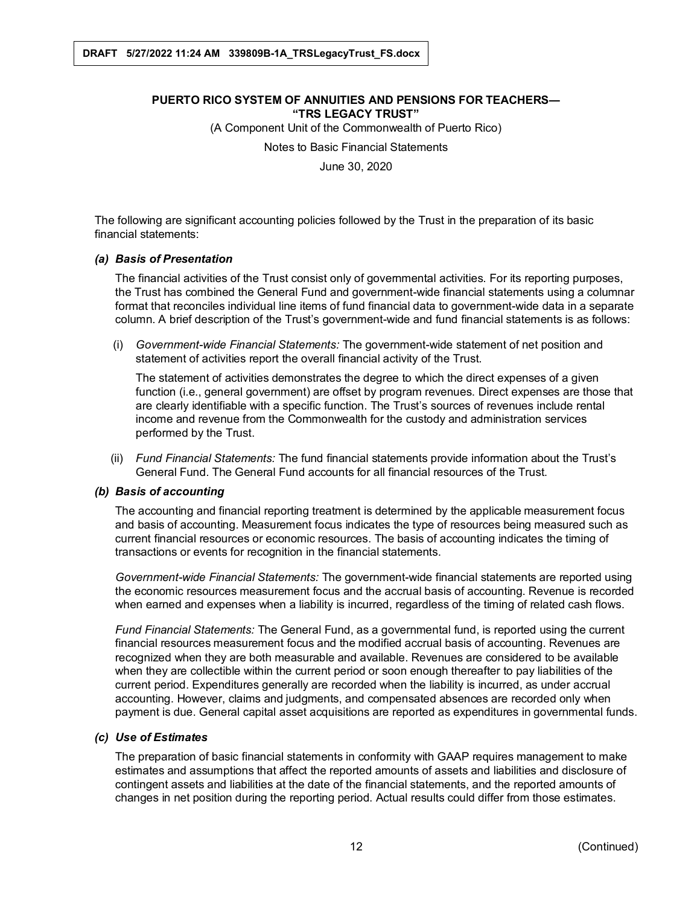The following are significant accounting policies followed by the Trust in the preparation of its basic financial statements:

### *(a) Basis of Presentation*

The financial activities of the Trust consist only of governmental activities. For its reporting purposes, the Trust has combined the General Fund and government-wide financial statements using a columnar format that reconciles individual line items of fund financial data to government-wide data in a separate column. A brief description of the Trust's government-wide and fund financial statements is as follows:

(i) *Government-wide Financial Statements:* The government-wide statement of net position and statement of activities report the overall financial activity of the Trust.

The statement of activities demonstrates the degree to which the direct expenses of a given function (i.e., general government) are offset by program revenues. Direct expenses are those that are clearly identifiable with a specific function. The Trust's sources of revenues include rental income and revenue from the Commonwealth for the custody and administration services performed by the Trust.

(ii) *Fund Financial Statements:* The fund financial statements provide information about the Trust's General Fund. The General Fund accounts for all financial resources of the Trust.

### *(b) Basis of accounting*

The accounting and financial reporting treatment is determined by the applicable measurement focus and basis of accounting. Measurement focus indicates the type of resources being measured such as current financial resources or economic resources. The basis of accounting indicates the timing of transactions or events for recognition in the financial statements.

*Government-wide Financial Statements:* The government-wide financial statements are reported using the economic resources measurement focus and the accrual basis of accounting. Revenue is recorded when earned and expenses when a liability is incurred, regardless of the timing of related cash flows.

*Fund Financial Statements:* The General Fund, as a governmental fund, is reported using the current financial resources measurement focus and the modified accrual basis of accounting. Revenues are recognized when they are both measurable and available. Revenues are considered to be available when they are collectible within the current period or soon enough thereafter to pay liabilities of the current period. Expenditures generally are recorded when the liability is incurred, as under accrual accounting. However, claims and judgments, and compensated absences are recorded only when payment is due. General capital asset acquisitions are reported as expenditures in governmental funds.

### *(c) Use of Estimates*

The preparation of basic financial statements in conformity with GAAP requires management to make estimates and assumptions that affect the reported amounts of assets and liabilities and disclosure of contingent assets and liabilities at the date of the financial statements, and the reported amounts of changes in net position during the reporting period. Actual results could differ from those estimates.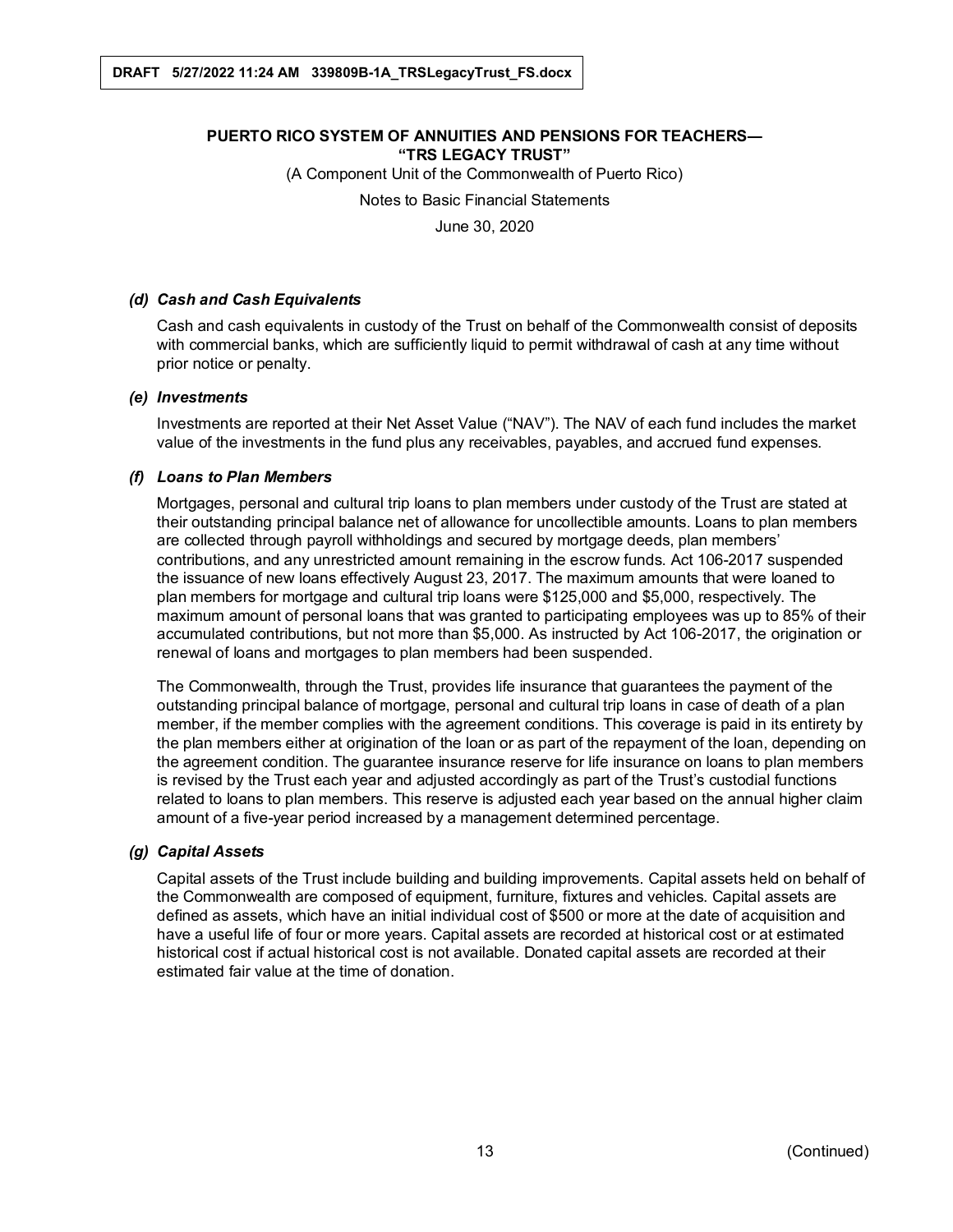#### *(d) Cash and Cash Equivalents*

Cash and cash equivalents in custody of the Trust on behalf of the Commonwealth consist of deposits with commercial banks, which are sufficiently liquid to permit withdrawal of cash at any time without prior notice or penalty.

#### *(e) Investments*

Investments are reported at their Net Asset Value ("NAV"). The NAV of each fund includes the market value of the investments in the fund plus any receivables, payables, and accrued fund expenses.

#### *(f) Loans to Plan Members*

Mortgages, personal and cultural trip loans to plan members under custody of the Trust are stated at their outstanding principal balance net of allowance for uncollectible amounts. Loans to plan members are collected through payroll withholdings and secured by mortgage deeds, plan members' contributions, and any unrestricted amount remaining in the escrow funds. Act 106-2017 suspended the issuance of new loans effectively August 23, 2017. The maximum amounts that were loaned to plan members for mortgage and cultural trip loans were $125,000 and $5,000, respectively. The maximum amount of personal loans that was granted to participating employees was up to 85% of their accumulated contributions, but not more than $5,000. As instructed by Act 106-2017, the origination or renewal of loans and mortgages to plan members had been suspended.

The Commonwealth, through the Trust, provides life insurance that guarantees the payment of the outstanding principal balance of mortgage, personal and cultural trip loans in case of death of a plan member, if the member complies with the agreement conditions. This coverage is paid in its entirety by the plan members either at origination of the loan or as part of the repayment of the loan, depending on the agreement condition. The guarantee insurance reserve for life insurance on loans to plan members is revised by the Trust each year and adjusted accordingly as part of the Trust's custodial functions related to loans to plan members. This reserve is adjusted each year based on the annual higher claim amount of a five-year period increased by a management determined percentage.

#### *(g) Capital Assets*

Capital assets of the Trust include building and building improvements. Capital assets held on behalf of the Commonwealth are composed of equipment, furniture, fixtures and vehicles. Capital assets are defined as assets, which have an initial individual cost of $500 or more at the date of acquisition and have a useful life of four or more years. Capital assets are recorded at historical cost or at estimated historical cost if actual historical cost is not available. Donated capital assets are recorded at their estimated fair value at the time of donation.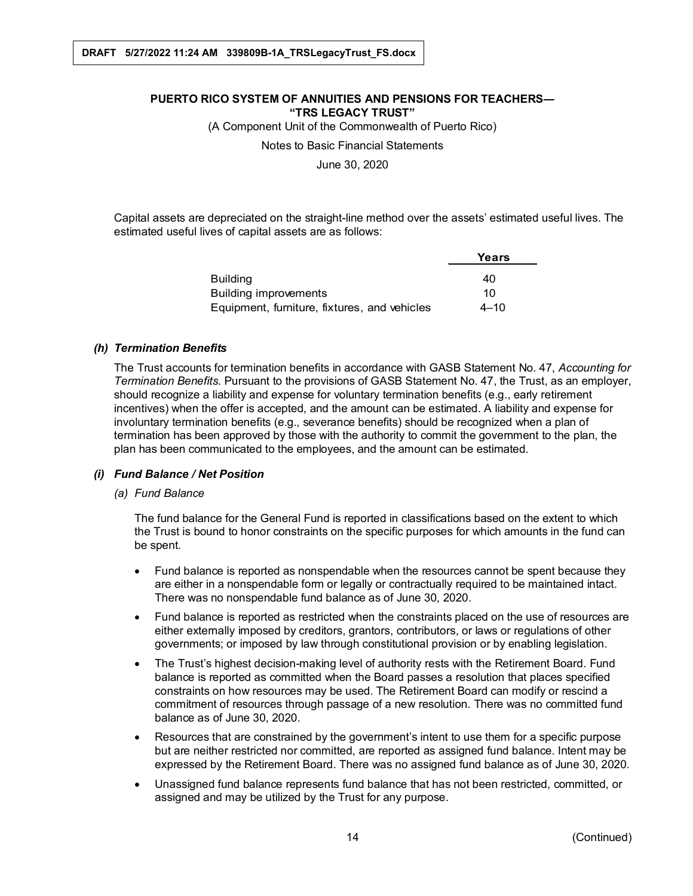Capital assets are depreciated on the straight-line method over the assets' estimated useful lives. The estimated useful lives of capital assets are as follows:

| | Years |
|---|---|
| Building | 40 |
| Building improvements | 10 |
| Equipment, furniture, fixtures, and vehicles | 4–10 |

### *(h) Termination Benefits*

The Trust accounts for termination benefits in accordance with GASB Statement No. 47, *Accounting for Termination Benefits*. Pursuant to the provisions of GASB Statement No. 47, the Trust, as an employer, should recognize a liability and expense for voluntary termination benefits (e.g., early retirement incentives) when the offer is accepted, and the amount can be estimated. A liability and expense for involuntary termination benefits (e.g., severance benefits) should be recognized when a plan of termination has been approved by those with the authority to commit the government to the plan, the plan has been communicated to the employees, and the amount can be estimated.

### *(i) Fund Balance / Net Position*

*(a) Fund Balance*

The fund balance for the General Fund is reported in classifications based on the extent to which the Trust is bound to honor constraints on the specific purposes for which amounts in the fund can be spent.

- Fund balance is reported as nonspendable when the resources cannot be spent because they are either in a nonspendable form or legally or contractually required to be maintained intact. There was no nonspendable fund balance as of June 30, 2020.
- Fund balance is reported as restricted when the constraints placed on the use of resources are either externally imposed by creditors, grantors, contributors, or laws or regulations of other governments; or imposed by law through constitutional provision or by enabling legislation.
- The Trust's highest decision-making level of authority rests with the Retirement Board. Fund balance is reported as committed when the Board passes a resolution that places specified constraints on how resources may be used. The Retirement Board can modify or rescind a commitment of resources through passage of a new resolution. There was no committed fund balance as of June 30, 2020.
- Resources that are constrained by the government's intent to use them for a specific purpose but are neither restricted nor committed, are reported as assigned fund balance. Intent may be expressed by the Retirement Board. There was no assigned fund balance as of June 30, 2020.
- Unassigned fund balance represents fund balance that has not been restricted, committed, or assigned and may be utilized by the Trust for any purpose.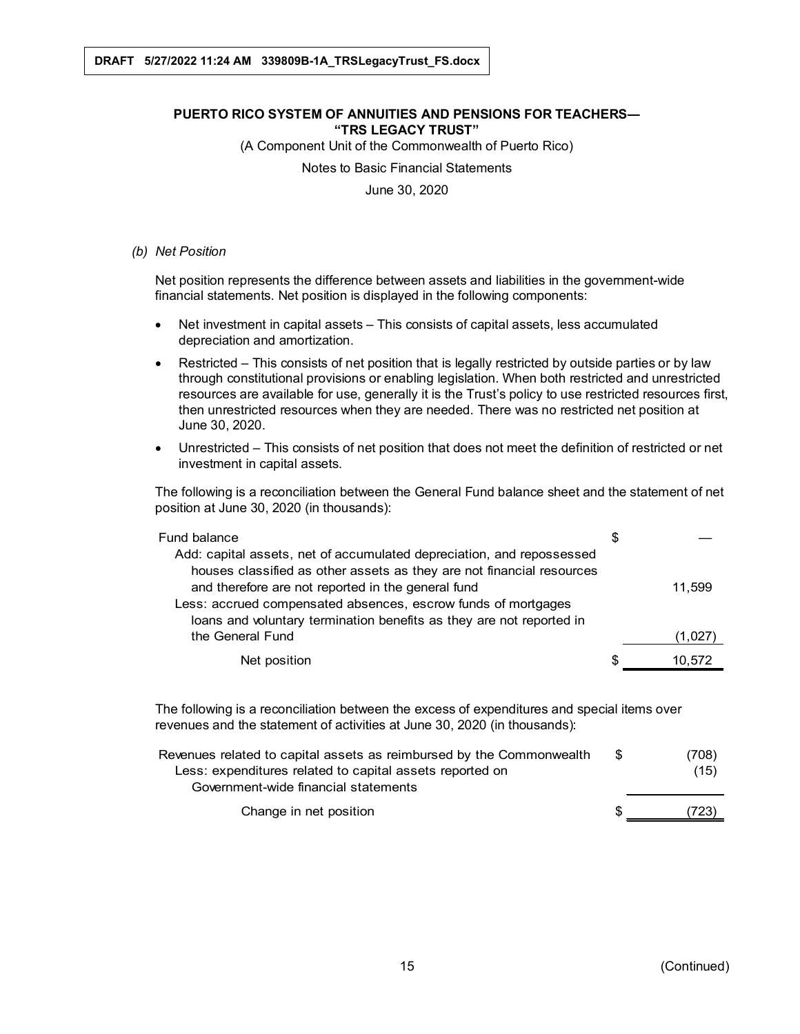**DRAFT 5/27/2022 11:24 AM 339809B-1A_TRSLegacyTrust_FS.docx**

**PUERTO RICO SYSTEM OF ANNUITIES AND PENSIONS FOR TEACHERS— "TRS LEGACY TRUST"**

(A Component Unit of the Commonwealth of Puerto Rico)

Notes to Basic Financial Statements

June 30, 2020

*(b) Net Position*

Net position represents the difference between assets and liabilities in the government-wide financial statements. Net position is displayed in the following components:

- Net investment in capital assets – This consists of capital assets, less accumulated depreciation and amortization.
- Restricted – This consists of net position that is legally restricted by outside parties or by law through constitutional provisions or enabling legislation. When both restricted and unrestricted resources are available for use, generally it is the Trust's policy to use restricted resources first, then unrestricted resources when they are needed. There was no restricted net position at June 30, 2020.
- Unrestricted – This consists of net position that does not meet the definition of restricted or net investment in capital assets.

The following is a reconciliation between the General Fund balance sheet and the statement of net position at June 30, 2020 (in thousands):

| | | |
|---|---|---|
| Fund balance | $ | — |
| Add: capital assets, net of accumulated depreciation, and repossessed houses classified as other assets as they are not financial resources and therefore are not reported in the general fund | | 11,599 |
| Less: accrued compensated absences, escrow funds of mortgages loans and voluntary termination benefits as they are not reported in the General Fund | | (1,027) |
| Net position | $ | 10,572 |

The following is a reconciliation between the excess of expenditures and special items over revenues and the statement of activities at June 30, 2020 (in thousands):

| | | |
|---|---|---|
| Revenues related to capital assets as reimbursed by the Commonwealth | $ | (708) |
| Less: expenditures related to capital assets reported on Government-wide financial statements | | (15) |
| Change in net position | $ | (723) |

(Continued)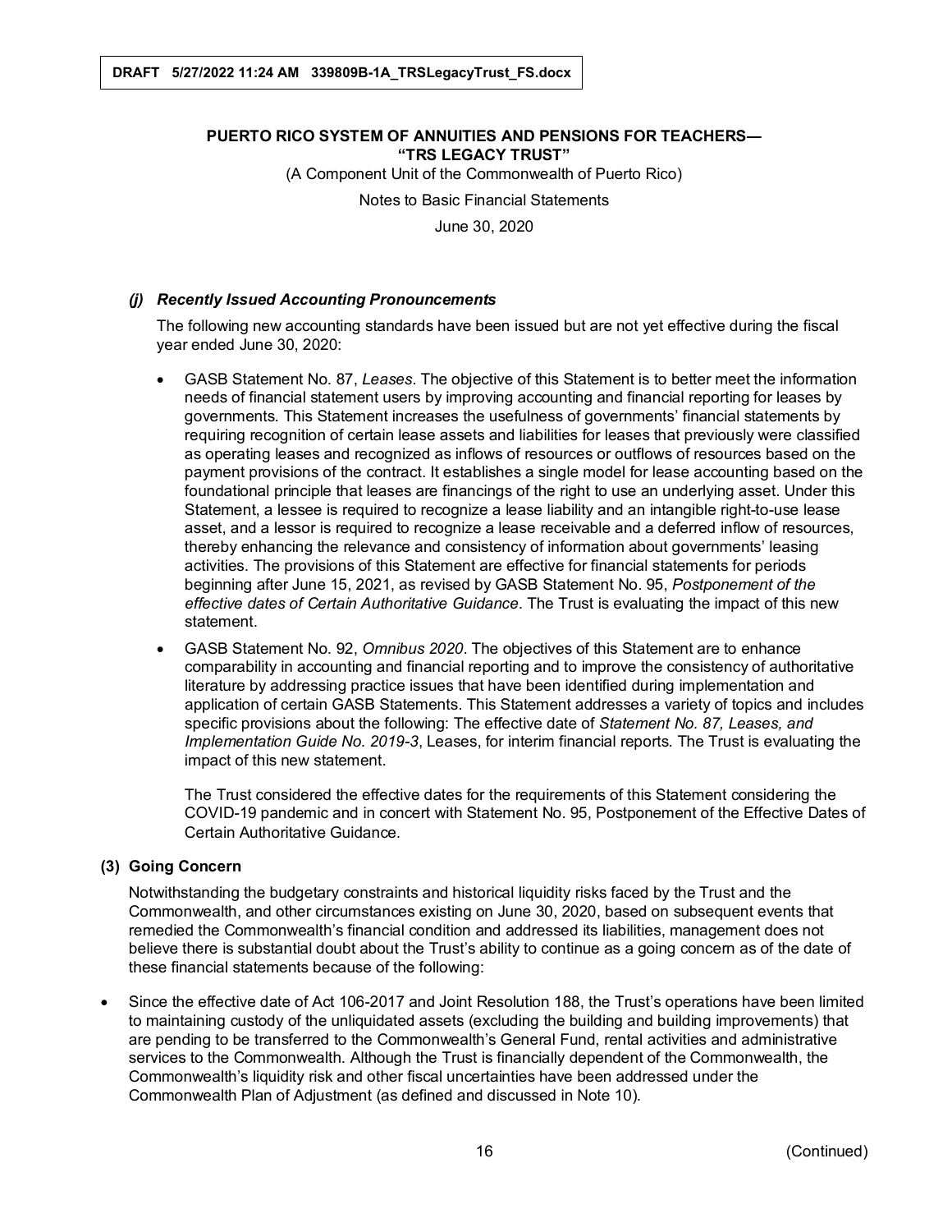#### *(j) Recently Issued Accounting Pronouncements*

The following new accounting standards have been issued but are not yet effective during the fiscal year ended June 30, 2020:

- GASB Statement No. 87, *Leases*. The objective of this Statement is to better meet the information needs of financial statement users by improving accounting and financial reporting for leases by governments. This Statement increases the usefulness of governments' financial statements by requiring recognition of certain lease assets and liabilities for leases that previously were classified as operating leases and recognized as inflows of resources or outflows of resources based on the payment provisions of the contract. It establishes a single model for lease accounting based on the foundational principle that leases are financings of the right to use an underlying asset. Under this Statement, a lessee is required to recognize a lease liability and an intangible right-to-use lease asset, and a lessor is required to recognize a lease receivable and a deferred inflow of resources, thereby enhancing the relevance and consistency of information about governments' leasing activities. The provisions of this Statement are effective for financial statements for periods beginning after June 15, 2021, as revised by GASB Statement No. 95, *Postponement of the effective dates of Certain Authoritative Guidance*. The Trust is evaluating the impact of this new statement.
- GASB Statement No. 92, *Omnibus 2020*. The objectives of this Statement are to enhance comparability in accounting and financial reporting and to improve the consistency of authoritative literature by addressing practice issues that have been identified during implementation and application of certain GASB Statements. This Statement addresses a variety of topics and includes specific provisions about the following: The effective date of *Statement No. 87, Leases, and Implementation Guide No. 2019-3*, Leases, for interim financial reports. The Trust is evaluating the impact of this new statement.

  The Trust considered the effective dates for the requirements of this Statement considering the COVID-19 pandemic and in concert with Statement No. 95, Postponement of the Effective Dates of Certain Authoritative Guidance.

### (3) Going Concern

Notwithstanding the budgetary constraints and historical liquidity risks faced by the Trust and the Commonwealth, and other circumstances existing on June 30, 2020, based on subsequent events that remedied the Commonwealth's financial condition and addressed its liabilities, management does not believe there is substantial doubt about the Trust's ability to continue as a going concern as of the date of these financial statements because of the following:

- Since the effective date of Act 106-2017 and Joint Resolution 188, the Trust's operations have been limited to maintaining custody of the unliquidated assets (excluding the building and building improvements) that are pending to be transferred to the Commonwealth's General Fund, rental activities and administrative services to the Commonwealth. Although the Trust is financially dependent of the Commonwealth, the Commonwealth's liquidity risk and other fiscal uncertainties have been addressed under the Commonwealth Plan of Adjustment (as defined and discussed in Note 10).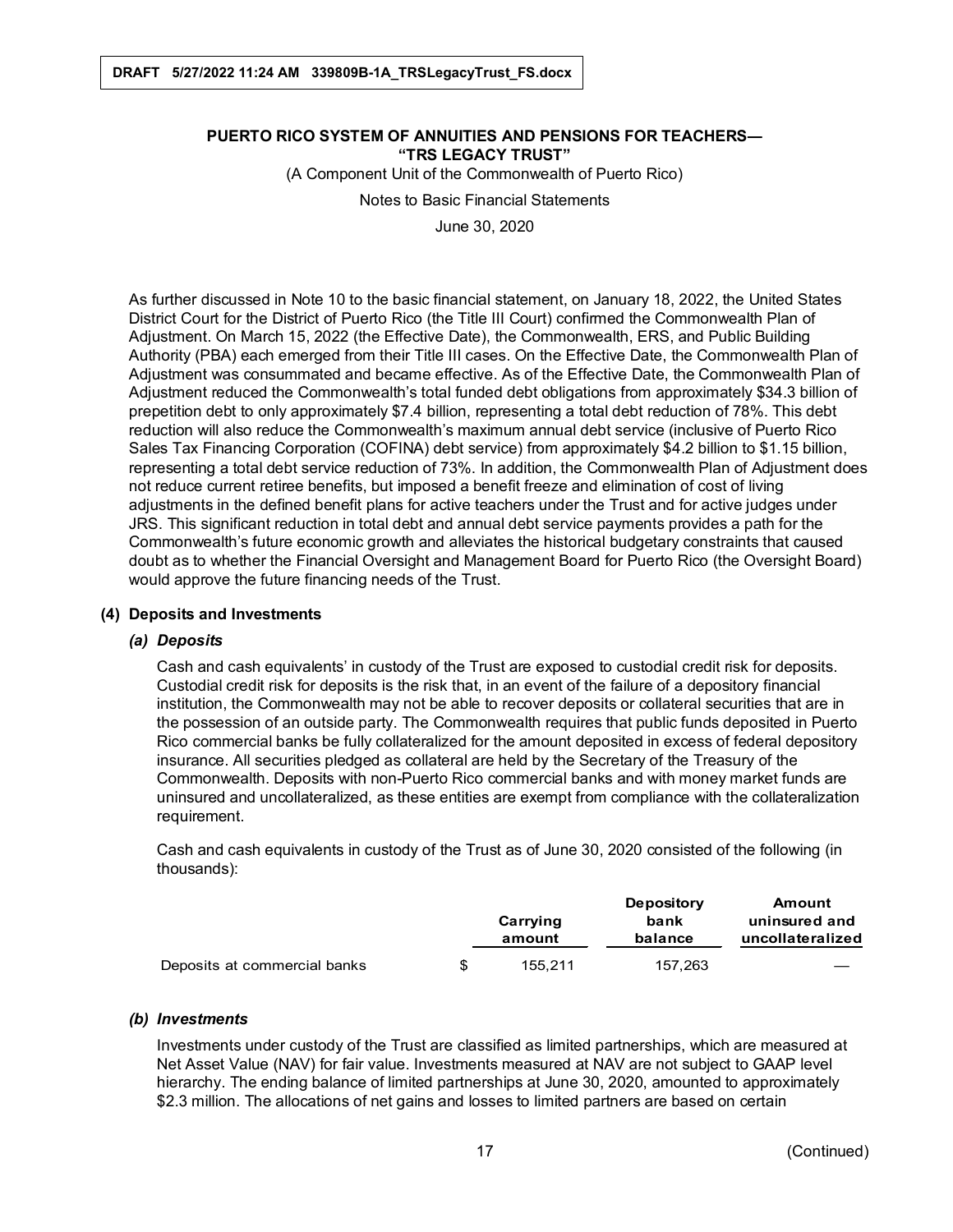As further discussed in Note 10 to the basic financial statement, on January 18, 2022, the United States District Court for the District of Puerto Rico (the Title III Court) confirmed the Commonwealth Plan of Adjustment. On March 15, 2022 (the Effective Date), the Commonwealth, ERS, and Public Building Authority (PBA) each emerged from their Title III cases. On the Effective Date, the Commonwealth Plan of Adjustment was consummated and became effective. As of the Effective Date, the Commonwealth Plan of Adjustment reduced the Commonwealth's total funded debt obligations from approximately $34.3 billion of prepetition debt to only approximately $7.4 billion, representing a total debt reduction of 78%. This debt reduction will also reduce the Commonwealth's maximum annual debt service (inclusive of Puerto Rico Sales Tax Financing Corporation (COFINA) debt service) from approximately $4.2 billion to $1.15 billion, representing a total debt service reduction of 73%. In addition, the Commonwealth Plan of Adjustment does not reduce current retiree benefits, but imposed a benefit freeze and elimination of cost of living adjustments in the defined benefit plans for active teachers under the Trust and for active judges under JRS. This significant reduction in total debt and annual debt service payments provides a path for the Commonwealth's future economic growth and alleviates the historical budgetary constraints that caused doubt as to whether the Financial Oversight and Management Board for Puerto Rico (the Oversight Board) would approve the future financing needs of the Trust.

## (4) Deposits and Investments

### *(a) Deposits*

Cash and cash equivalents' in custody of the Trust are exposed to custodial credit risk for deposits. Custodial credit risk for deposits is the risk that, in an event of the failure of a depository financial institution, the Commonwealth may not be able to recover deposits or collateral securities that are in the possession of an outside party. The Commonwealth requires that public funds deposited in Puerto Rico commercial banks be fully collateralized for the amount deposited in excess of federal depository insurance. All securities pledged as collateral are held by the Secretary of the Treasury of the Commonwealth. Deposits with non-Puerto Rico commercial banks and with money market funds are uninsured and uncollateralized, as these entities are exempt from compliance with the collateralization requirement.

Cash and cash equivalents in custody of the Trust as of June 30, 2020 consisted of the following (in thousands):

| | Carrying amount | Depository bank balance | Amount uninsured and uncollateralized |
|---|---|---|---|
| Deposits at commercial banks | $ 155,211 | 157,263 | — |

### *(b) Investments*

Investments under custody of the Trust are classified as limited partnerships, which are measured at Net Asset Value (NAV) for fair value. Investments measured at NAV are not subject to GAAP level hierarchy. The ending balance of limited partnerships at June 30, 2020, amounted to approximately $2.3 million. The allocations of net gains and losses to limited partners are based on certain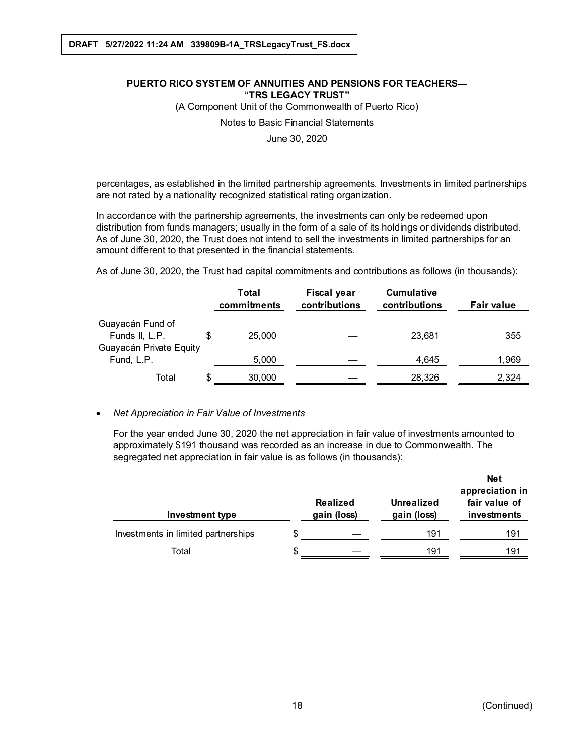percentages, as established in the limited partnership agreements. Investments in limited partnerships are not rated by a nationality recognized statistical rating organization.

In accordance with the partnership agreements, the investments can only be redeemed upon distribution from funds managers; usually in the form of a sale of its holdings or dividends distributed. As of June 30, 2020, the Trust does not intend to sell the investments in limited partnerships for an amount different to that presented in the financial statements.

As of June 30, 2020, the Trust had capital commitments and contributions as follows (in thousands):

| | Total commitments | Fiscal year contributions | Cumulative contributions | Fair value |
|---|---|---|---|---|
| Guayacán Fund of Funds II, L.P. | $ 25,000 | — | 23,681 | 355 |
| Guayacán Private Equity Fund, L.P. | 5,000 | — | 4,645 | 1,969 |
| Total | $ 30,000 | — | 28,326 | 2,324 |

- *Net Appreciation in Fair Value of Investments*

  For the year ended June 30, 2020 the net appreciation in fair value of investments amounted to approximately $191 thousand was recorded as an increase in due to Commonwealth. The segregated net appreciation in fair value is as follows (in thousands):

| Investment type | Realized gain (loss) | Unrealized gain (loss) | Net appreciation in fair value of investments |
|---|---|---|---|
| Investments in limited partnerships | $ — | 191 | 191 |
| Total | $ — | 191 | 191 |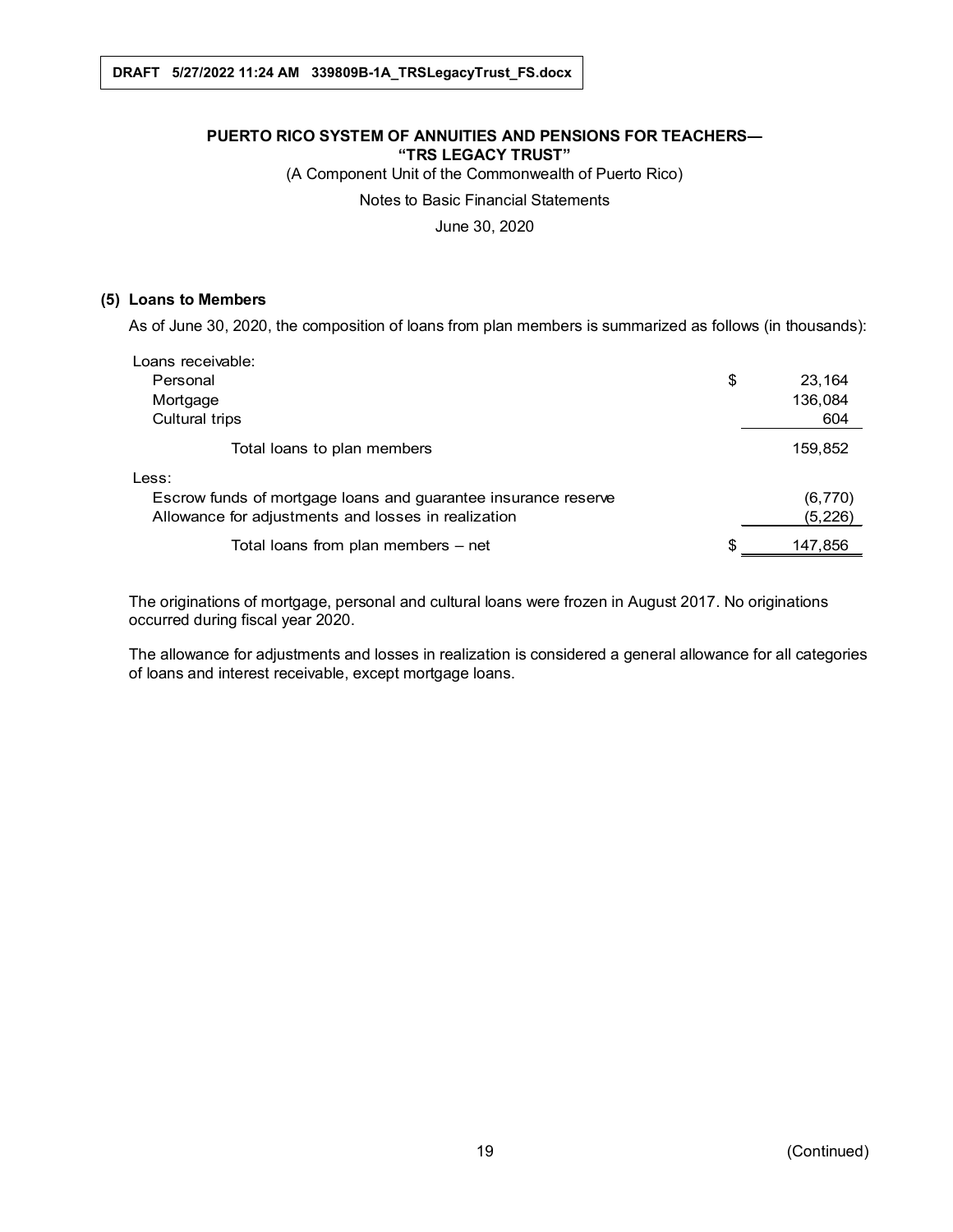**PUERTO RICO SYSTEM OF ANNUITIES AND PENSIONS FOR TEACHERS—**
**"TRS LEGACY TRUST"**

(A Component Unit of the Commonwealth of Puerto Rico)

Notes to Basic Financial Statements

June 30, 2020

### (5) Loans to Members

As of June 30, 2020, the composition of loans from plan members is summarized as follows (in thousands):

| | | |
|---|---|---|
| Loans receivable: | | |
| Personal | $ | 23,164 |
| Mortgage | | 136,084 |
| Cultural trips | | 604 |
| Total loans to plan members | | 159,852 |
| Less: | | |
| Escrow funds of mortgage loans and guarantee insurance reserve | | (6,770) |
| Allowance for adjustments and losses in realization | | (5,226) |
| Total loans from plan members – net | $ | 147,856 |

The originations of mortgage, personal and cultural loans were frozen in August 2017. No originations occurred during fiscal year 2020.

The allowance for adjustments and losses in realization is considered a general allowance for all categories of loans and interest receivable, except mortgage loans.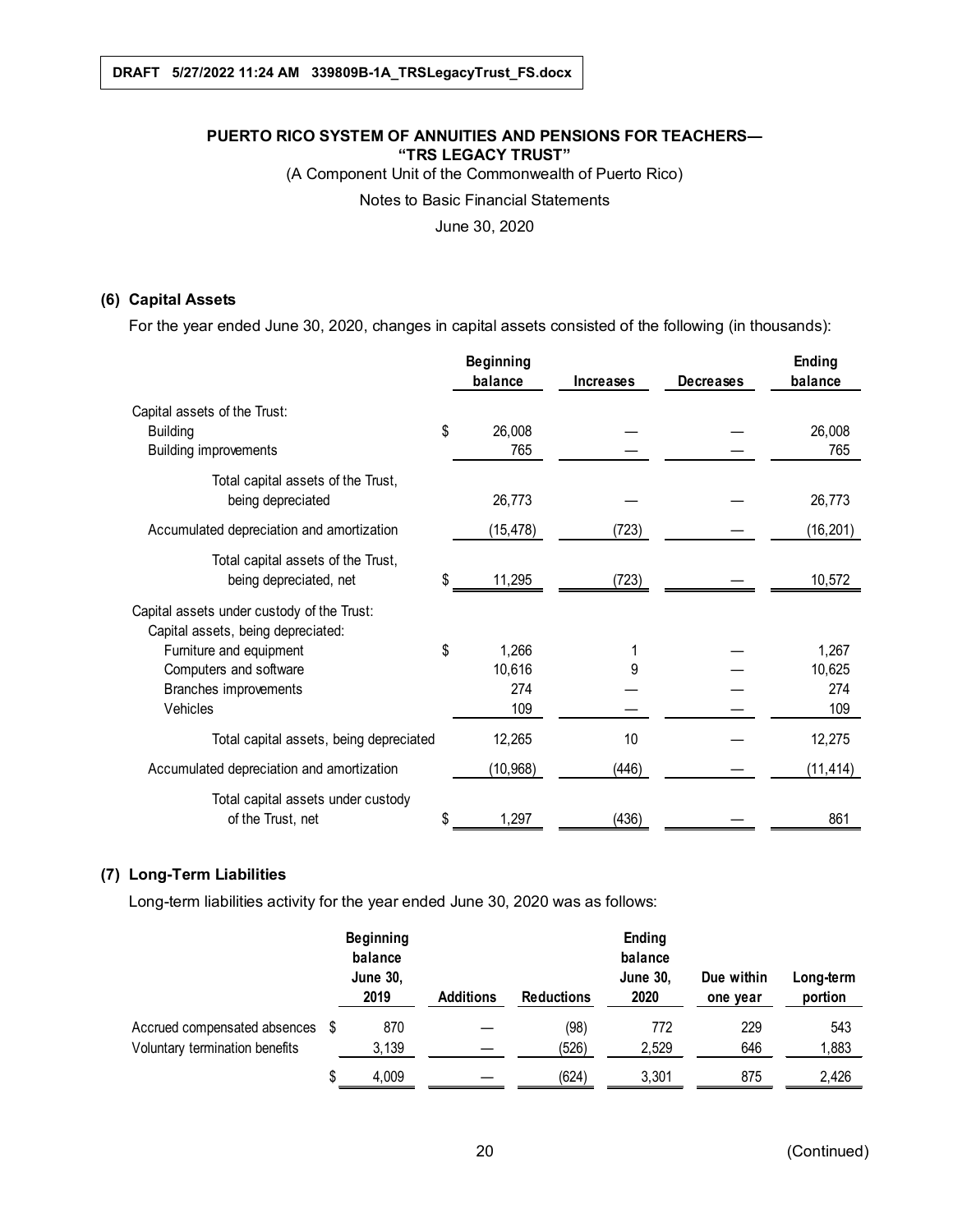DRAFT 5/27/2022 11:24 AM 339809B-1A_TRSLegacyTrust_FS.docx

# PUERTO RICO SYSTEM OF ANNUITIES AND PENSIONS FOR TEACHERS— "TRS LEGACY TRUST"

(A Component Unit of the Commonwealth of Puerto Rico)

Notes to Basic Financial Statements

June 30, 2020

## (6) Capital Assets

For the year ended June 30, 2020, changes in capital assets consisted of the following (in thousands):

| | Beginning balance | Increases | Decreases | Ending balance |
|---|---|---|---|---|
| Capital assets of the Trust: | | | | |
| Building | $ 26,008 | — | — | 26,008 |
| Building improvements | 765 | — | — | 765 |
| Total capital assets of the Trust, being depreciated | 26,773 | — | — | 26,773 |
| Accumulated depreciation and amortization | (15,478) | (723) | — | (16,201) |
| Total capital assets of the Trust, being depreciated, net | $ 11,295 | (723) | — | 10,572 |
| Capital assets under custody of the Trust: | | | | |
| Capital assets, being depreciated: | | | | |
| Furniture and equipment | $ 1,266 | 1 | — | 1,267 |
| Computers and software | 10,616 | 9 | — | 10,625 |
| Branches improvements | 274 | — | — | 274 |
| Vehicles | 109 | — | — | 109 |
| Total capital assets, being depreciated | 12,265 | 10 | — | 12,275 |
| Accumulated depreciation and amortization | (10,968) | (446) | — | (11,414) |
| Total capital assets under custody of the Trust, net | $ 1,297 | (436) | — | 861 |

## (7) Long-Term Liabilities

Long-term liabilities activity for the year ended June 30, 2020 was as follows:

| | Beginning balance June 30, 2019 | Additions | Reductions | Ending balance June 30, 2020 | Due within one year | Long-term portion |
|---|---|---|---|---|---|---|
| Accrued compensated absences | $ 870 | — | (98) | 772 | 229 | 543 |
| Voluntary termination benefits | 3,139 | — | (526) | 2,529 | 646 | 1,883 |
| | $ 4,009 | — | (624) | 3,301 | 875 | 2,426 |

(Continued)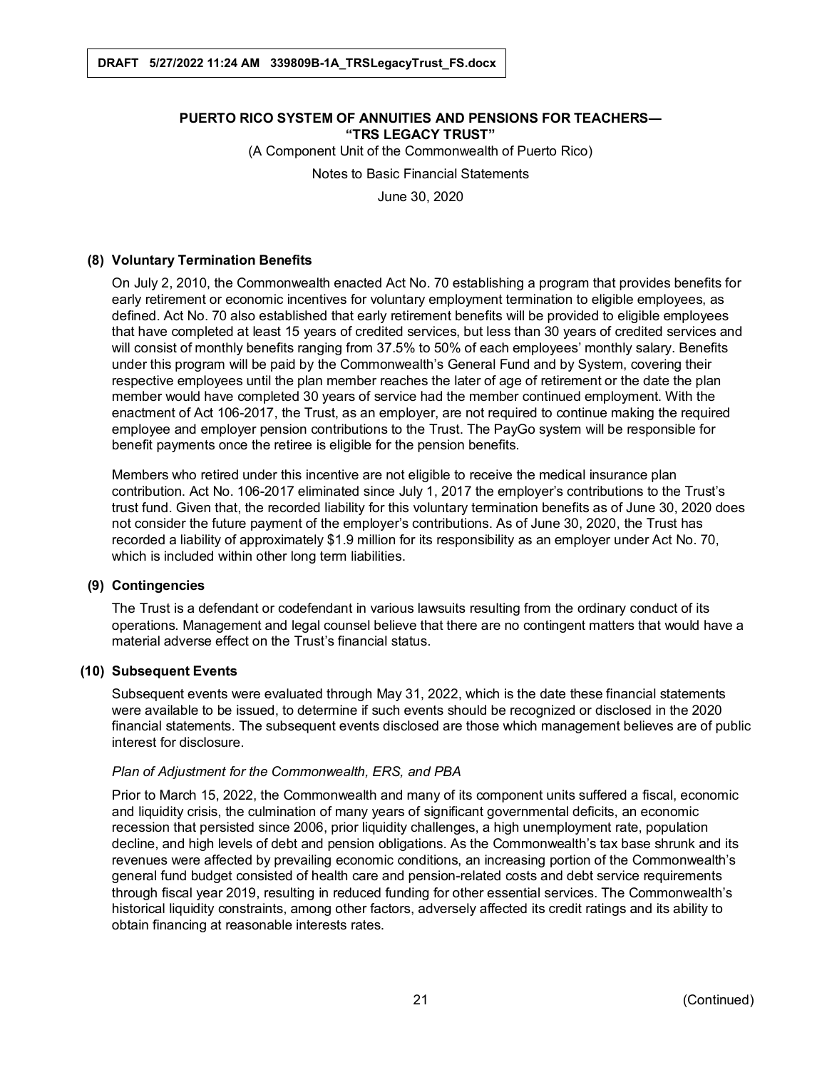## (8) Voluntary Termination Benefits

On July 2, 2010, the Commonwealth enacted Act No. 70 establishing a program that provides benefits for early retirement or economic incentives for voluntary employment termination to eligible employees, as defined. Act No. 70 also established that early retirement benefits will be provided to eligible employees that have completed at least 15 years of credited services, but less than 30 years of credited services and will consist of monthly benefits ranging from 37.5% to 50% of each employees' monthly salary. Benefits under this program will be paid by the Commonwealth's General Fund and by System, covering their respective employees until the plan member reaches the later of age of retirement or the date the plan member would have completed 30 years of service had the member continued employment. With the enactment of Act 106-2017, the Trust, as an employer, are not required to continue making the required employee and employer pension contributions to the Trust. The PayGo system will be responsible for benefit payments once the retiree is eligible for the pension benefits.

Members who retired under this incentive are not eligible to receive the medical insurance plan contribution. Act No. 106-2017 eliminated since July 1, 2017 the employer's contributions to the Trust's trust fund. Given that, the recorded liability for this voluntary termination benefits as of June 30, 2020 does not consider the future payment of the employer's contributions. As of June 30, 2020, the Trust has recorded a liability of approximately $1.9 million for its responsibility as an employer under Act No. 70, which is included within other long term liabilities.

## (9) Contingencies

The Trust is a defendant or codefendant in various lawsuits resulting from the ordinary conduct of its operations. Management and legal counsel believe that there are no contingent matters that would have a material adverse effect on the Trust's financial status.

## (10) Subsequent Events

Subsequent events were evaluated through May 31, 2022, which is the date these financial statements were available to be issued, to determine if such events should be recognized or disclosed in the 2020 financial statements. The subsequent events disclosed are those which management believes are of public interest for disclosure.

*Plan of Adjustment for the Commonwealth, ERS, and PBA*

Prior to March 15, 2022, the Commonwealth and many of its component units suffered a fiscal, economic and liquidity crisis, the culmination of many years of significant governmental deficits, an economic recession that persisted since 2006, prior liquidity challenges, a high unemployment rate, population decline, and high levels of debt and pension obligations. As the Commonwealth's tax base shrunk and its revenues were affected by prevailing economic conditions, an increasing portion of the Commonwealth's general fund budget consisted of health care and pension-related costs and debt service requirements through fiscal year 2019, resulting in reduced funding for other essential services. The Commonwealth's historical liquidity constraints, among other factors, adversely affected its credit ratings and its ability to obtain financing at reasonable interests rates.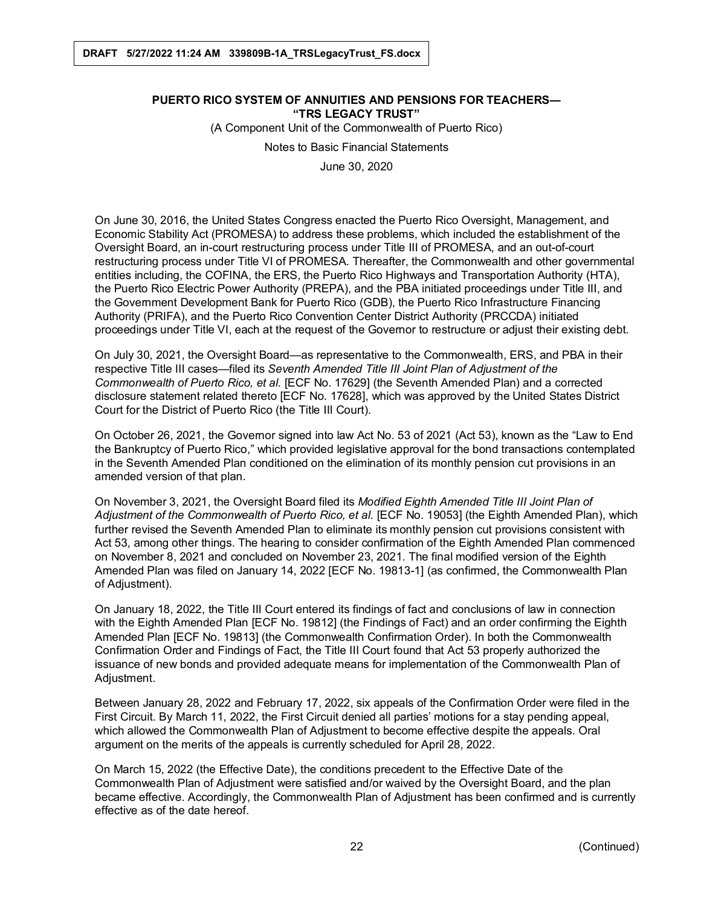On June 30, 2016, the United States Congress enacted the Puerto Rico Oversight, Management, and Economic Stability Act (PROMESA) to address these problems, which included the establishment of the Oversight Board, an in-court restructuring process under Title III of PROMESA, and an out-of-court restructuring process under Title VI of PROMESA. Thereafter, the Commonwealth and other governmental entities including, the COFINA, the ERS, the Puerto Rico Highways and Transportation Authority (HTA), the Puerto Rico Electric Power Authority (PREPA), and the PBA initiated proceedings under Title III, and the Government Development Bank for Puerto Rico (GDB), the Puerto Rico Infrastructure Financing Authority (PRIFA), and the Puerto Rico Convention Center District Authority (PRCCDA) initiated proceedings under Title VI, each at the request of the Governor to restructure or adjust their existing debt.

On July 30, 2021, the Oversight Board—as representative to the Commonwealth, ERS, and PBA in their respective Title III cases—filed its *Seventh Amended Title III Joint Plan of Adjustment of the Commonwealth of Puerto Rico, et al.* [ECF No. 17629] (the Seventh Amended Plan) and a corrected disclosure statement related thereto [ECF No. 17628], which was approved by the United States District Court for the District of Puerto Rico (the Title III Court).

On October 26, 2021, the Governor signed into law Act No. 53 of 2021 (Act 53), known as the "Law to End the Bankruptcy of Puerto Rico," which provided legislative approval for the bond transactions contemplated in the Seventh Amended Plan conditioned on the elimination of its monthly pension cut provisions in an amended version of that plan.

On November 3, 2021, the Oversight Board filed its *Modified Eighth Amended Title III Joint Plan of Adjustment of the Commonwealth of Puerto Rico, et al.* [ECF No. 19053] (the Eighth Amended Plan), which further revised the Seventh Amended Plan to eliminate its monthly pension cut provisions consistent with Act 53, among other things. The hearing to consider confirmation of the Eighth Amended Plan commenced on November 8, 2021 and concluded on November 23, 2021. The final modified version of the Eighth Amended Plan was filed on January 14, 2022 [ECF No. 19813-1] (as confirmed, the Commonwealth Plan of Adjustment).

On January 18, 2022, the Title III Court entered its findings of fact and conclusions of law in connection with the Eighth Amended Plan [ECF No. 19812] (the Findings of Fact) and an order confirming the Eighth Amended Plan [ECF No. 19813] (the Commonwealth Confirmation Order). In both the Commonwealth Confirmation Order and Findings of Fact, the Title III Court found that Act 53 properly authorized the issuance of new bonds and provided adequate means for implementation of the Commonwealth Plan of Adjustment.

Between January 28, 2022 and February 17, 2022, six appeals of the Confirmation Order were filed in the First Circuit. By March 11, 2022, the First Circuit denied all parties' motions for a stay pending appeal, which allowed the Commonwealth Plan of Adjustment to become effective despite the appeals. Oral argument on the merits of the appeals is currently scheduled for April 28, 2022.

On March 15, 2022 (the Effective Date), the conditions precedent to the Effective Date of the Commonwealth Plan of Adjustment were satisfied and/or waived by the Oversight Board, and the plan became effective. Accordingly, the Commonwealth Plan of Adjustment has been confirmed and is currently effective as of the date hereof.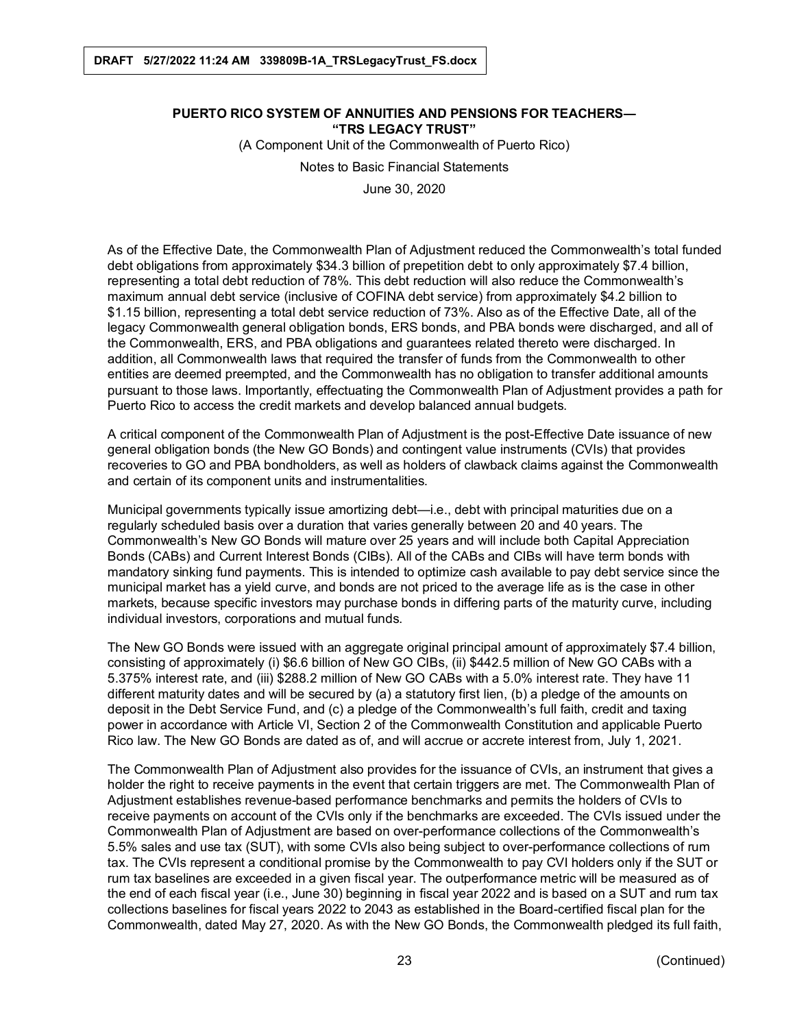As of the Effective Date, the Commonwealth Plan of Adjustment reduced the Commonwealth's total funded debt obligations from approximately $34.3 billion of prepetition debt to only approximately $7.4 billion, representing a total debt reduction of 78%. This debt reduction will also reduce the Commonwealth's maximum annual debt service (inclusive of COFINA debt service) from approximately $4.2 billion to $1.15 billion, representing a total debt service reduction of 73%. Also as of the Effective Date, all of the legacy Commonwealth general obligation bonds, ERS bonds, and PBA bonds were discharged, and all of the Commonwealth, ERS, and PBA obligations and guarantees related thereto were discharged. In addition, all Commonwealth laws that required the transfer of funds from the Commonwealth to other entities are deemed preempted, and the Commonwealth has no obligation to transfer additional amounts pursuant to those laws. Importantly, effectuating the Commonwealth Plan of Adjustment provides a path for Puerto Rico to access the credit markets and develop balanced annual budgets.

A critical component of the Commonwealth Plan of Adjustment is the post-Effective Date issuance of new general obligation bonds (the New GO Bonds) and contingent value instruments (CVIs) that provides recoveries to GO and PBA bondholders, as well as holders of clawback claims against the Commonwealth and certain of its component units and instrumentalities.

Municipal governments typically issue amortizing debt—i.e., debt with principal maturities due on a regularly scheduled basis over a duration that varies generally between 20 and 40 years. The Commonwealth's New GO Bonds will mature over 25 years and will include both Capital Appreciation Bonds (CABs) and Current Interest Bonds (CIBs). All of the CABs and CIBs will have term bonds with mandatory sinking fund payments. This is intended to optimize cash available to pay debt service since the municipal market has a yield curve, and bonds are not priced to the average life as is the case in other markets, because specific investors may purchase bonds in differing parts of the maturity curve, including individual investors, corporations and mutual funds.

The New GO Bonds were issued with an aggregate original principal amount of approximately $7.4 billion, consisting of approximately (i) $6.6 billion of New GO CIBs, (ii) $442.5 million of New GO CABs with a 5.375% interest rate, and (iii) $288.2 million of New GO CABs with a 5.0% interest rate. They have 11 different maturity dates and will be secured by (a) a statutory first lien, (b) a pledge of the amounts on deposit in the Debt Service Fund, and (c) a pledge of the Commonwealth's full faith, credit and taxing power in accordance with Article VI, Section 2 of the Commonwealth Constitution and applicable Puerto Rico law. The New GO Bonds are dated as of, and will accrue or accrete interest from, July 1, 2021.

The Commonwealth Plan of Adjustment also provides for the issuance of CVIs, an instrument that gives a holder the right to receive payments in the event that certain triggers are met. The Commonwealth Plan of Adjustment establishes revenue-based performance benchmarks and permits the holders of CVIs to receive payments on account of the CVIs only if the benchmarks are exceeded. The CVIs issued under the Commonwealth Plan of Adjustment are based on over-performance collections of the Commonwealth's 5.5% sales and use tax (SUT), with some CVIs also being subject to over-performance collections of rum tax. The CVIs represent a conditional promise by the Commonwealth to pay CVI holders only if the SUT or rum tax baselines are exceeded in a given fiscal year. The outperformance metric will be measured as of the end of each fiscal year (i.e., June 30) beginning in fiscal year 2022 and is based on a SUT and rum tax collections baselines for fiscal years 2022 to 2043 as established in the Board-certified fiscal plan for the Commonwealth, dated May 27, 2020. As with the New GO Bonds, the Commonwealth pledged its full faith,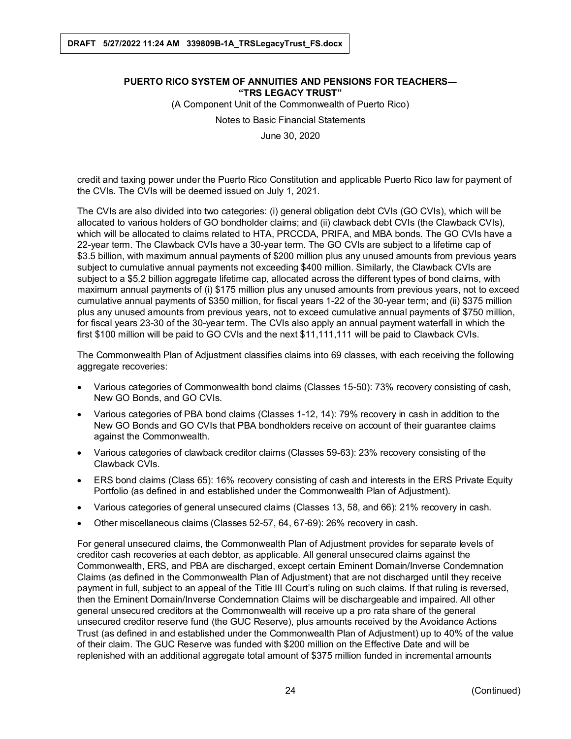credit and taxing power under the Puerto Rico Constitution and applicable Puerto Rico law for payment of the CVIs. The CVIs will be deemed issued on July 1, 2021.

The CVIs are also divided into two categories: (i) general obligation debt CVIs (GO CVIs), which will be allocated to various holders of GO bondholder claims; and (ii) clawback debt CVIs (the Clawback CVIs), which will be allocated to claims related to HTA, PRCCDA, PRIFA, and MBA bonds. The GO CVIs have a 22-year term. The Clawback CVIs have a 30-year term. The GO CVIs are subject to a lifetime cap of $3.5 billion, with maximum annual payments of $200 million plus any unused amounts from previous years subject to cumulative annual payments not exceeding $400 million. Similarly, the Clawback CVIs are subject to a $5.2 billion aggregate lifetime cap, allocated across the different types of bond claims, with maximum annual payments of (i) $175 million plus any unused amounts from previous years, not to exceed cumulative annual payments of $350 million, for fiscal years 1-22 of the 30-year term; and (ii) $375 million plus any unused amounts from previous years, not to exceed cumulative annual payments of $750 million, for fiscal years 23-30 of the 30-year term. The CVIs also apply an annual payment waterfall in which the first $100 million will be paid to GO CVIs and the next $11,111,111 will be paid to Clawback CVIs.

The Commonwealth Plan of Adjustment classifies claims into 69 classes, with each receiving the following aggregate recoveries:

- Various categories of Commonwealth bond claims (Classes 15-50): 73% recovery consisting of cash, New GO Bonds, and GO CVIs.
- Various categories of PBA bond claims (Classes 1-12, 14): 79% recovery in cash in addition to the New GO Bonds and GO CVIs that PBA bondholders receive on account of their guarantee claims against the Commonwealth.
- Various categories of clawback creditor claims (Classes 59-63): 23% recovery consisting of the Clawback CVIs.
- ERS bond claims (Class 65): 16% recovery consisting of cash and interests in the ERS Private Equity Portfolio (as defined in and established under the Commonwealth Plan of Adjustment).
- Various categories of general unsecured claims (Classes 13, 58, and 66): 21% recovery in cash.
- Other miscellaneous claims (Classes 52-57, 64, 67-69): 26% recovery in cash.

For general unsecured claims, the Commonwealth Plan of Adjustment provides for separate levels of creditor cash recoveries at each debtor, as applicable. All general unsecured claims against the Commonwealth, ERS, and PBA are discharged, except certain Eminent Domain/Inverse Condemnation Claims (as defined in the Commonwealth Plan of Adjustment) that are not discharged until they receive payment in full, subject to an appeal of the Title III Court's ruling on such claims. If that ruling is reversed, then the Eminent Domain/Inverse Condemnation Claims will be dischargeable and impaired. All other general unsecured creditors at the Commonwealth will receive up a pro rata share of the general unsecured creditor reserve fund (the GUC Reserve), plus amounts received by the Avoidance Actions Trust (as defined in and established under the Commonwealth Plan of Adjustment) up to 40% of the value of their claim. The GUC Reserve was funded with $200 million on the Effective Date and will be replenished with an additional aggregate total amount of $375 million funded in incremental amounts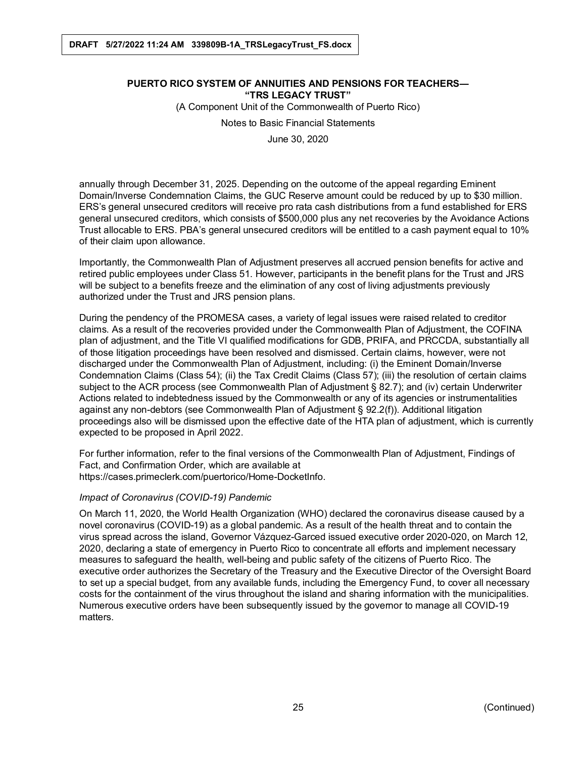annually through December 31, 2025. Depending on the outcome of the appeal regarding Eminent Domain/Inverse Condemnation Claims, the GUC Reserve amount could be reduced by up to $30 million. ERS's general unsecured creditors will receive pro rata cash distributions from a fund established for ERS general unsecured creditors, which consists of $500,000 plus any net recoveries by the Avoidance Actions Trust allocable to ERS. PBA's general unsecured creditors will be entitled to a cash payment equal to 10% of their claim upon allowance.

Importantly, the Commonwealth Plan of Adjustment preserves all accrued pension benefits for active and retired public employees under Class 51. However, participants in the benefit plans for the Trust and JRS will be subject to a benefits freeze and the elimination of any cost of living adjustments previously authorized under the Trust and JRS pension plans.

During the pendency of the PROMESA cases, a variety of legal issues were raised related to creditor claims. As a result of the recoveries provided under the Commonwealth Plan of Adjustment, the COFINA plan of adjustment, and the Title VI qualified modifications for GDB, PRIFA, and PRCCDA, substantially all of those litigation proceedings have been resolved and dismissed. Certain claims, however, were not discharged under the Commonwealth Plan of Adjustment, including: (i) the Eminent Domain/Inverse Condemnation Claims (Class 54); (ii) the Tax Credit Claims (Class 57); (iii) the resolution of certain claims subject to the ACR process (see Commonwealth Plan of Adjustment § 82.7); and (iv) certain Underwriter Actions related to indebtedness issued by the Commonwealth or any of its agencies or instrumentalities against any non-debtors (see Commonwealth Plan of Adjustment § 92.2(f)). Additional litigation proceedings also will be dismissed upon the effective date of the HTA plan of adjustment, which is currently expected to be proposed in April 2022.

For further information, refer to the final versions of the Commonwealth Plan of Adjustment, Findings of Fact, and Confirmation Order, which are available at https://cases.primeclerk.com/puertorico/Home-DocketInfo.

*Impact of Coronavirus (COVID-19) Pandemic*

On March 11, 2020, the World Health Organization (WHO) declared the coronavirus disease caused by a novel coronavirus (COVID-19) as a global pandemic. As a result of the health threat and to contain the virus spread across the island, Governor Vázquez-Garced issued executive order 2020-020, on March 12, 2020, declaring a state of emergency in Puerto Rico to concentrate all efforts and implement necessary measures to safeguard the health, well-being and public safety of the citizens of Puerto Rico. The executive order authorizes the Secretary of the Treasury and the Executive Director of the Oversight Board to set up a special budget, from any available funds, including the Emergency Fund, to cover all necessary costs for the containment of the virus throughout the island and sharing information with the municipalities. Numerous executive orders have been subsequently issued by the governor to manage all COVID-19 matters.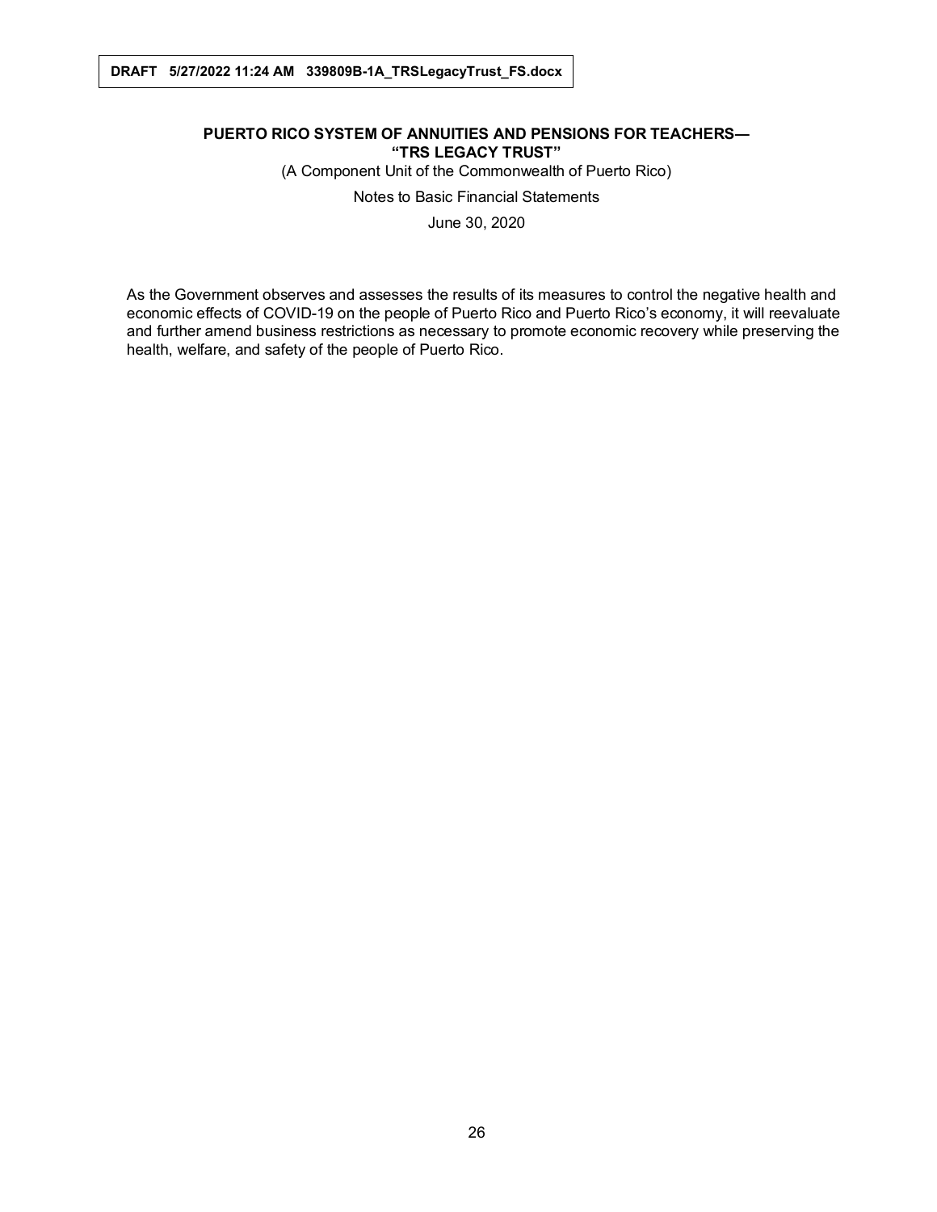As the Government observes and assesses the results of its measures to control the negative health and economic effects of COVID-19 on the people of Puerto Rico and Puerto Rico's economy, it will reevaluate and further amend business restrictions as necessary to promote economic recovery while preserving the health, welfare, and safety of the people of Puerto Rico.